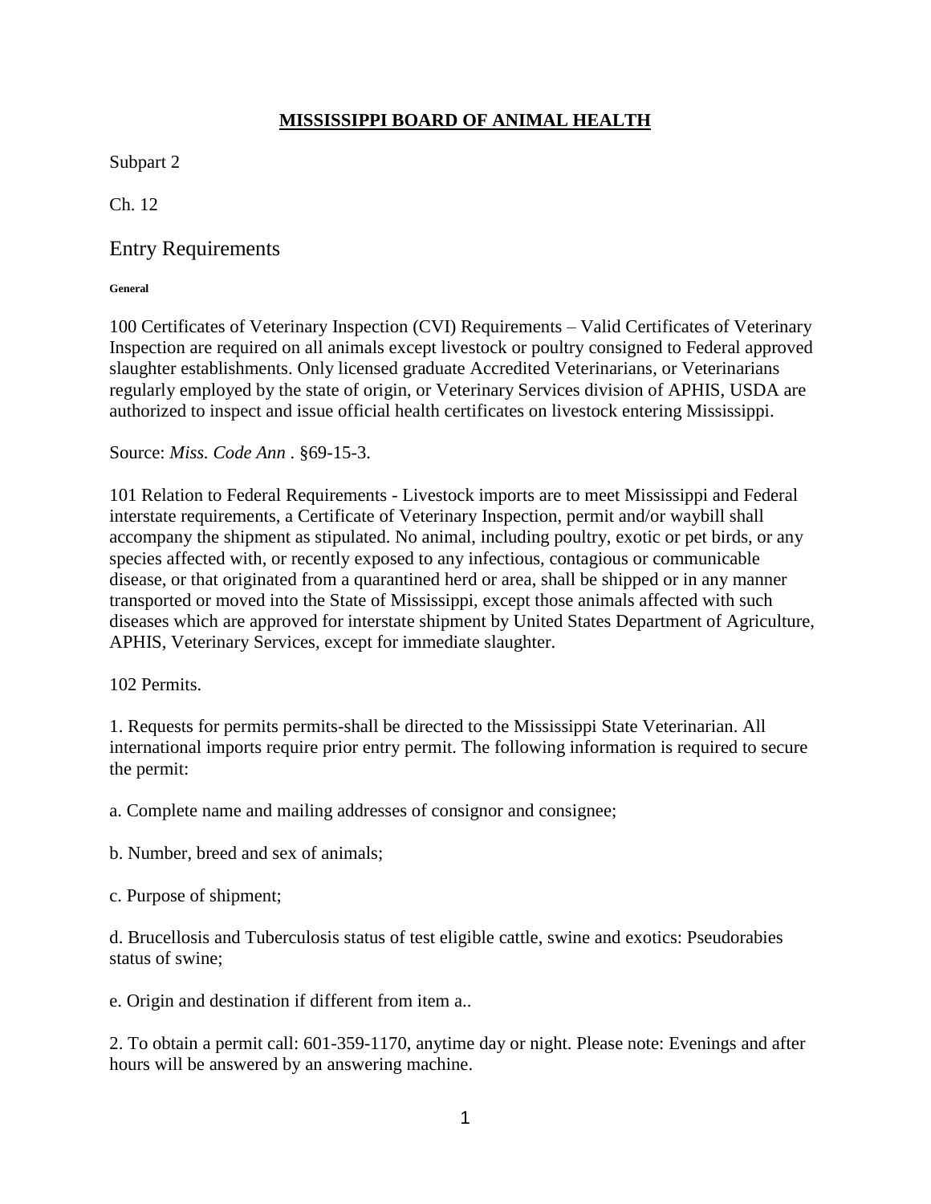# MISSISSIPPI BOARD OF ANIMAL HEALTH

Subpart 2

Ch. 12

## Entry Requirements

**General**

100 Certificates of Veterinary Inspection (CVI) Requirements – Valid Certificates of Veterinary Inspection are required on all animals except livestock or poultry consigned to Federal approved slaughter establishments. Only licensed graduate Accredited Veterinarians, or Veterinarians regularly employed by the state of origin, or Veterinary Services division of APHIS, USDA are authorized to inspect and issue official health certificates on livestock entering Mississippi.

Source: *Miss. Code Ann* . §69-15-3.

101 Relation to Federal Requirements - Livestock imports are to meet Mississippi and Federal interstate requirements, a Certificate of Veterinary Inspection, permit and/or waybill shall accompany the shipment as stipulated. No animal, including poultry, exotic or pet birds, or any species affected with, or recently exposed to any infectious, contagious or communicable disease, or that originated from a quarantined herd or area, shall be shipped or in any manner transported or moved into the State of Mississippi, except those animals affected with such diseases which are approved for interstate shipment by United States Department of Agriculture, APHIS, Veterinary Services, except for immediate slaughter.

102 Permits.

1. Requests for permits permits-shall be directed to the Mississippi State Veterinarian. All international imports require prior entry permit. The following information is required to secure the permit:

a. Complete name and mailing addresses of consignor and consignee;

b. Number, breed and sex of animals;

c. Purpose of shipment;

d. Brucellosis and Tuberculosis status of test eligible cattle, swine and exotics: Pseudorabies status of swine;

e. Origin and destination if different from item a..

2. To obtain a permit call: 601-359-1170, anytime day or night. Please note: Evenings and after hours will be answered by an answering machine.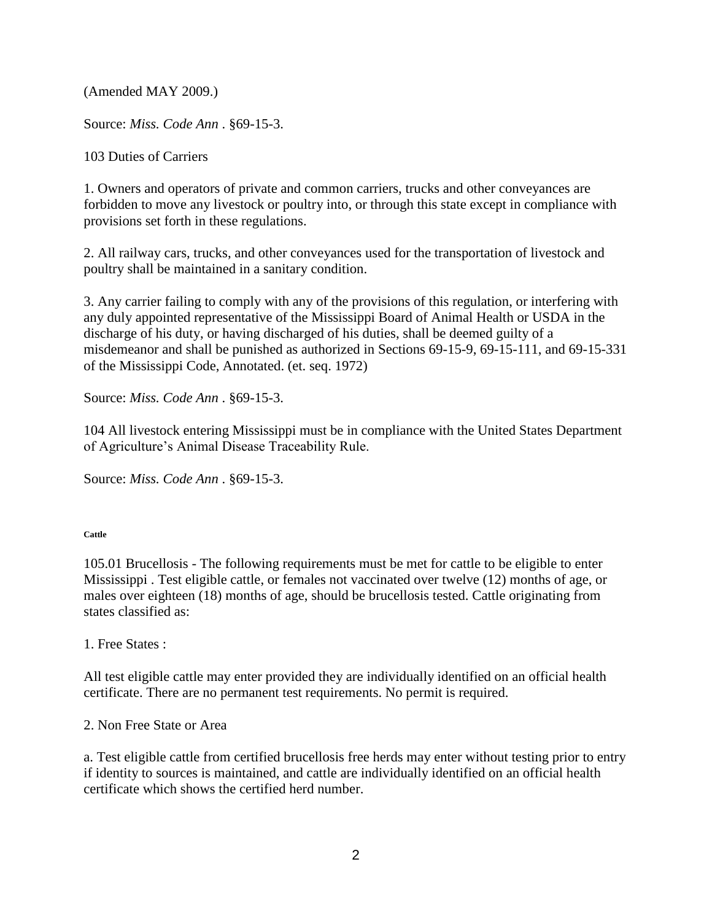(Amended MAY 2009.)

Source: *Miss. Code Ann* . §69-15-3.

103 Duties of Carriers

1. Owners and operators of private and common carriers, trucks and other conveyances are forbidden to move any livestock or poultry into, or through this state except in compliance with provisions set forth in these regulations.

2. All railway cars, trucks, and other conveyances used for the transportation of livestock and poultry shall be maintained in a sanitary condition.

3. Any carrier failing to comply with any of the provisions of this regulation, or interfering with any duly appointed representative of the Mississippi Board of Animal Health or USDA in the discharge of his duty, or having discharged of his duties, shall be deemed guilty of a misdemeanor and shall be punished as authorized in Sections 69-15-9, 69-15-111, and 69-15-331 of the Mississippi Code, Annotated. (et. seq. 1972)

Source: *Miss. Code Ann* . §69-15-3.

104 All livestock entering Mississippi must be in compliance with the United States Department of Agriculture's Animal Disease Traceability Rule.

Source: *Miss. Code Ann* . §69-15-3.

**Cattle**

105.01 Brucellosis - The following requirements must be met for cattle to be eligible to enter Mississippi . Test eligible cattle, or females not vaccinated over twelve (12) months of age, or males over eighteen (18) months of age, should be brucellosis tested. Cattle originating from states classified as:

1. Free States :

All test eligible cattle may enter provided they are individually identified on an official health certificate. There are no permanent test requirements. No permit is required.

2. Non Free State or Area

a. Test eligible cattle from certified brucellosis free herds may enter without testing prior to entry if identity to sources is maintained, and cattle are individually identified on an official health certificate which shows the certified herd number.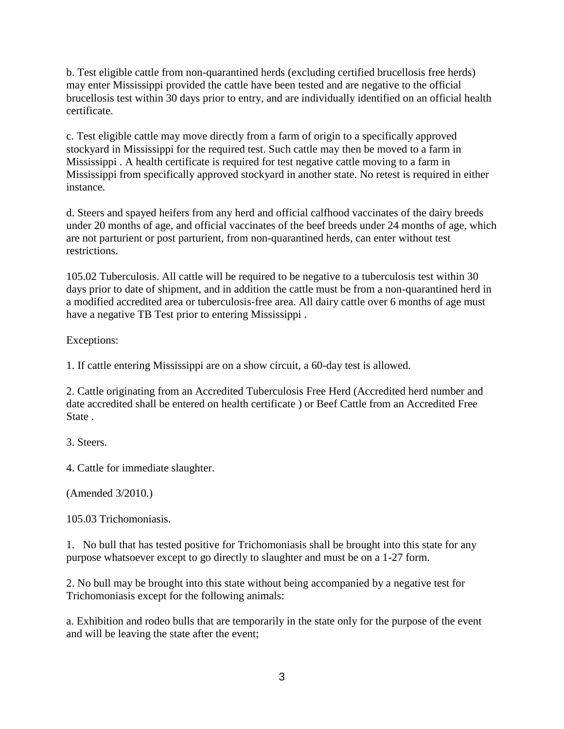b. Test eligible cattle from non-quarantined herds (excluding certified brucellosis free herds) may enter Mississippi provided the cattle have been tested and are negative to the official brucellosis test within 30 days prior to entry, and are individually identified on an official health certificate.

c. Test eligible cattle may move directly from a farm of origin to a specifically approved stockyard in Mississippi for the required test. Such cattle may then be moved to a farm in Mississippi . A health certificate is required for test negative cattle moving to a farm in Mississippi from specifically approved stockyard in another state. No retest is required in either instance.

d. Steers and spayed heifers from any herd and official calfhood vaccinates of the dairy breeds under 20 months of age, and official vaccinates of the beef breeds under 24 months of age, which are not parturient or post parturient, from non-quarantined herds, can enter without test restrictions.

105.02 Tuberculosis. All cattle will be required to be negative to a tuberculosis test within 30 days prior to date of shipment, and in addition the cattle must be from a non-quarantined herd in a modified accredited area or tuberculosis-free area. All dairy cattle over 6 months of age must have a negative TB Test prior to entering Mississippi .

Exceptions:

1. If cattle entering Mississippi are on a show circuit, a 60-day test is allowed.

2. Cattle originating from an Accredited Tuberculosis Free Herd (Accredited herd number and date accredited shall be entered on health certificate ) or Beef Cattle from an Accredited Free State .

3. Steers.

4. Cattle for immediate slaughter.

(Amended 3/2010.)

105.03 Trichomoniasis.

1. No bull that has tested positive for Trichomoniasis shall be brought into this state for any purpose whatsoever except to go directly to slaughter and must be on a 1-27 form.

2. No bull may be brought into this state without being accompanied by a negative test for Trichomoniasis except for the following animals:

a. Exhibition and rodeo bulls that are temporarily in the state only for the purpose of the event and will be leaving the state after the event;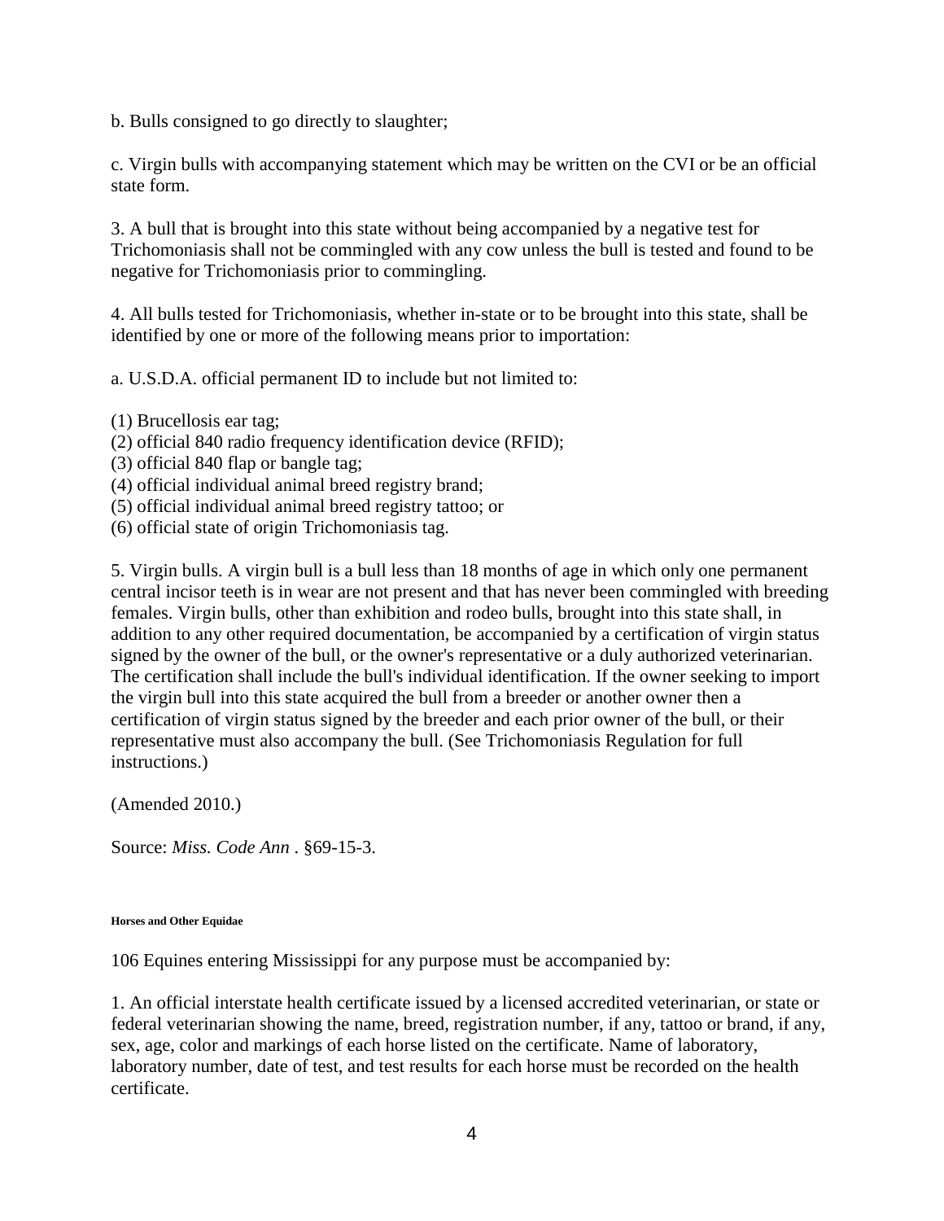b. Bulls consigned to go directly to slaughter;

c. Virgin bulls with accompanying statement which may be written on the CVI or be an official state form.

3. A bull that is brought into this state without being accompanied by a negative test for Trichomoniasis shall not be commingled with any cow unless the bull is tested and found to be negative for Trichomoniasis prior to commingling.

4. All bulls tested for Trichomoniasis, whether in-state or to be brought into this state, shall be identified by one or more of the following means prior to importation:

a. U.S.D.A. official permanent ID to include but not limited to:

(1) Brucellosis ear tag;
(2) official 840 radio frequency identification device (RFID);
(3) official 840 flap or bangle tag;
(4) official individual animal breed registry brand;
(5) official individual animal breed registry tattoo; or
(6) official state of origin Trichomoniasis tag.

5. Virgin bulls. A virgin bull is a bull less than 18 months of age in which only one permanent central incisor teeth is in wear are not present and that has never been commingled with breeding females. Virgin bulls, other than exhibition and rodeo bulls, brought into this state shall, in addition to any other required documentation, be accompanied by a certification of virgin status signed by the owner of the bull, or the owner's representative or a duly authorized veterinarian. The certification shall include the bull's individual identification. If the owner seeking to import the virgin bull into this state acquired the bull from a breeder or another owner then a certification of virgin status signed by the breeder and each prior owner of the bull, or their representative must also accompany the bull. (See Trichomoniasis Regulation for full instructions.)

(Amended 2010.)

Source: *Miss. Code Ann* . §69-15-3.

###### Horses and Other Equidae

106 Equines entering Mississippi for any purpose must be accompanied by:

1. An official interstate health certificate issued by a licensed accredited veterinarian, or state or federal veterinarian showing the name, breed, registration number, if any, tattoo or brand, if any, sex, age, color and markings of each horse listed on the certificate. Name of laboratory, laboratory number, date of test, and test results for each horse must be recorded on the health certificate.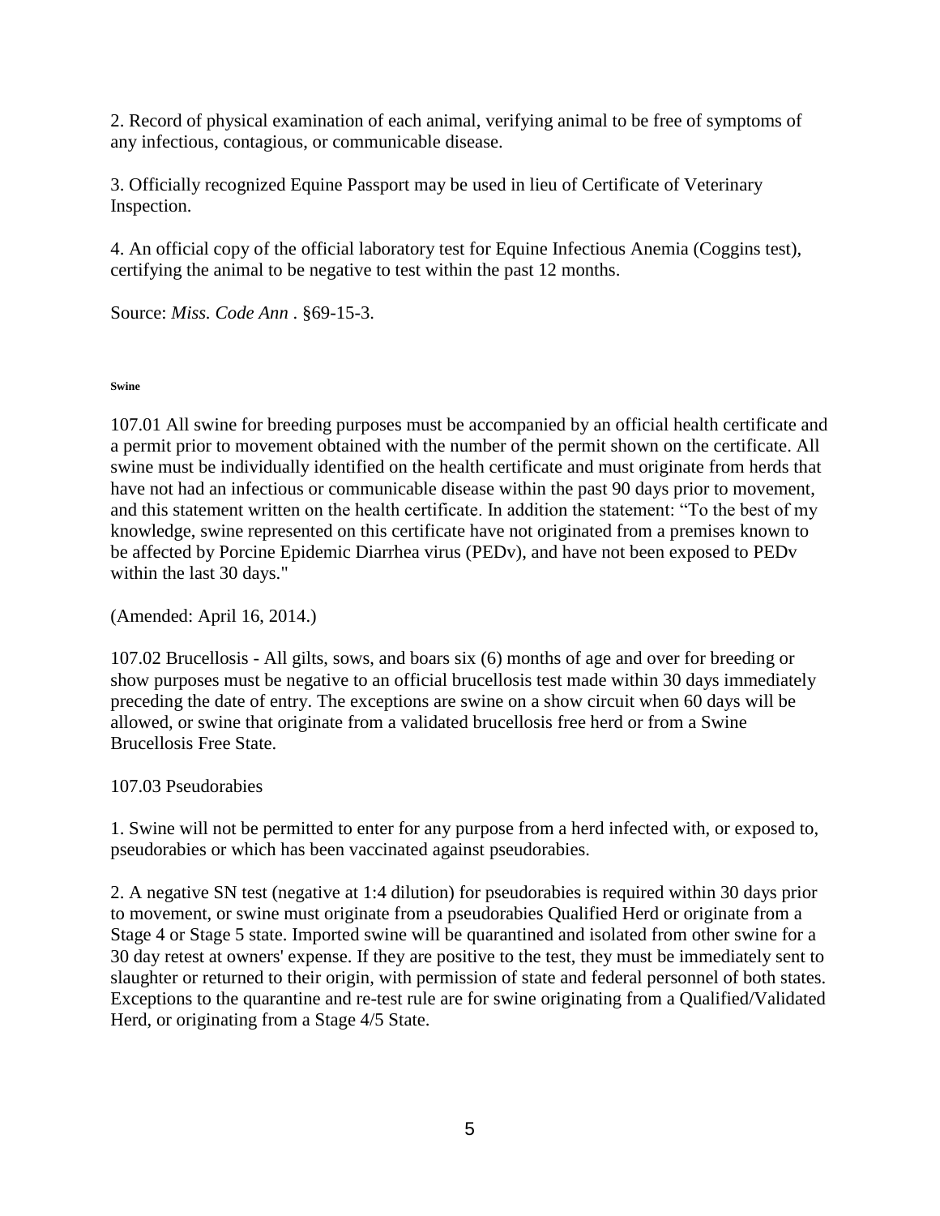2. Record of physical examination of each animal, verifying animal to be free of symptoms of any infectious, contagious, or communicable disease.

3. Officially recognized Equine Passport may be used in lieu of Certificate of Veterinary Inspection.

4. An official copy of the official laboratory test for Equine Infectious Anemia (Coggins test), certifying the animal to be negative to test within the past 12 months.

Source: *Miss. Code Ann* . §69-15-3.

###### Swine

107.01 All swine for breeding purposes must be accompanied by an official health certificate and a permit prior to movement obtained with the number of the permit shown on the certificate. All swine must be individually identified on the health certificate and must originate from herds that have not had an infectious or communicable disease within the past 90 days prior to movement, and this statement written on the health certificate. In addition the statement: "To the best of my knowledge, swine represented on this certificate have not originated from a premises known to be affected by Porcine Epidemic Diarrhea virus (PEDv), and have not been exposed to PEDv within the last 30 days."

(Amended: April 16, 2014.)

107.02 Brucellosis - All gilts, sows, and boars six (6) months of age and over for breeding or show purposes must be negative to an official brucellosis test made within 30 days immediately preceding the date of entry. The exceptions are swine on a show circuit when 60 days will be allowed, or swine that originate from a validated brucellosis free herd or from a Swine Brucellosis Free State.

107.03 Pseudorabies

1. Swine will not be permitted to enter for any purpose from a herd infected with, or exposed to, pseudorabies or which has been vaccinated against pseudorabies.

2. A negative SN test (negative at 1:4 dilution) for pseudorabies is required within 30 days prior to movement, or swine must originate from a pseudorabies Qualified Herd or originate from a Stage 4 or Stage 5 state. Imported swine will be quarantined and isolated from other swine for a 30 day retest at owners' expense. If they are positive to the test, they must be immediately sent to slaughter or returned to their origin, with permission of state and federal personnel of both states. Exceptions to the quarantine and re-test rule are for swine originating from a Qualified/Validated Herd, or originating from a Stage 4/5 State.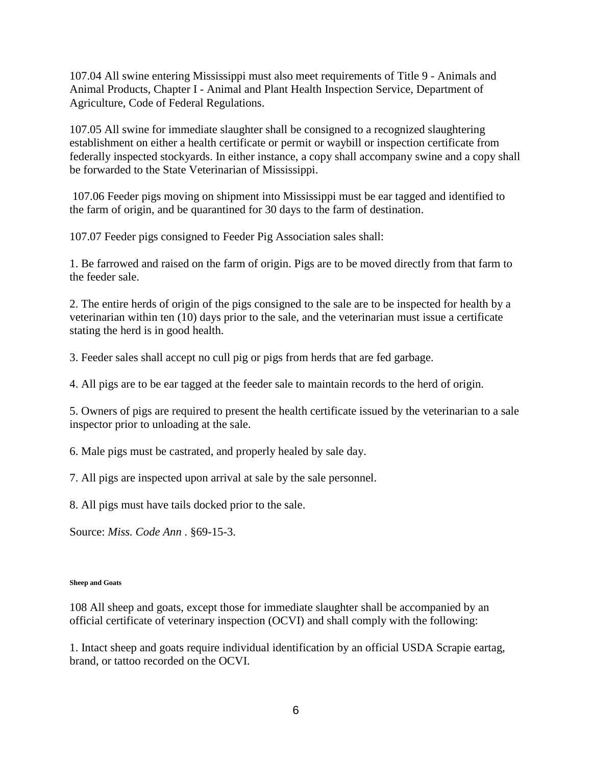107.04 All swine entering Mississippi must also meet requirements of Title 9 - Animals and Animal Products, Chapter I - Animal and Plant Health Inspection Service, Department of Agriculture, Code of Federal Regulations.

107.05 All swine for immediate slaughter shall be consigned to a recognized slaughtering establishment on either a health certificate or permit or waybill or inspection certificate from federally inspected stockyards. In either instance, a copy shall accompany swine and a copy shall be forwarded to the State Veterinarian of Mississippi.

107.06 Feeder pigs moving on shipment into Mississippi must be ear tagged and identified to the farm of origin, and be quarantined for 30 days to the farm of destination.

107.07 Feeder pigs consigned to Feeder Pig Association sales shall:

1. Be farrowed and raised on the farm of origin. Pigs are to be moved directly from that farm to the feeder sale.

2. The entire herds of origin of the pigs consigned to the sale are to be inspected for health by a veterinarian within ten (10) days prior to the sale, and the veterinarian must issue a certificate stating the herd is in good health.

3. Feeder sales shall accept no cull pig or pigs from herds that are fed garbage.

4. All pigs are to be ear tagged at the feeder sale to maintain records to the herd of origin.

5. Owners of pigs are required to present the health certificate issued by the veterinarian to a sale inspector prior to unloading at the sale.

6. Male pigs must be castrated, and properly healed by sale day.

7. All pigs are inspected upon arrival at sale by the sale personnel.

8. All pigs must have tails docked prior to the sale.

Source: *Miss. Code Ann* . §69-15-3.

#### Sheep and Goats

108 All sheep and goats, except those for immediate slaughter shall be accompanied by an official certificate of veterinary inspection (OCVI) and shall comply with the following:

1. Intact sheep and goats require individual identification by an official USDA Scrapie eartag, brand, or tattoo recorded on the OCVI.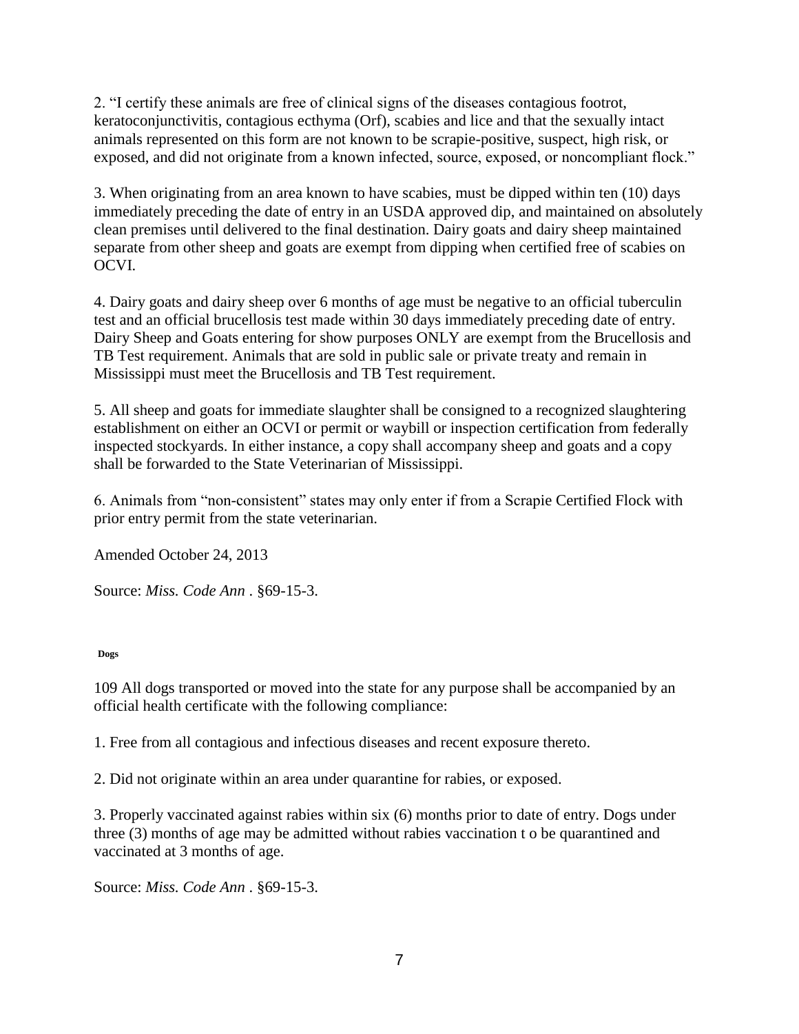2. “I certify these animals are free of clinical signs of the diseases contagious footrot, keratoconjunctivitis, contagious ecthyma (Orf), scabies and lice and that the sexually intact animals represented on this form are not known to be scrapie-positive, suspect, high risk, or exposed, and did not originate from a known infected, source, exposed, or noncompliant flock.”

3. When originating from an area known to have scabies, must be dipped within ten (10) days immediately preceding the date of entry in an USDA approved dip, and maintained on absolutely clean premises until delivered to the final destination. Dairy goats and dairy sheep maintained separate from other sheep and goats are exempt from dipping when certified free of scabies on OCVI.

4. Dairy goats and dairy sheep over 6 months of age must be negative to an official tuberculin test and an official brucellosis test made within 30 days immediately preceding date of entry. Dairy Sheep and Goats entering for show purposes ONLY are exempt from the Brucellosis and TB Test requirement. Animals that are sold in public sale or private treaty and remain in Mississippi must meet the Brucellosis and TB Test requirement.

5. All sheep and goats for immediate slaughter shall be consigned to a recognized slaughtering establishment on either an OCVI or permit or waybill or inspection certification from federally inspected stockyards. In either instance, a copy shall accompany sheep and goats and a copy shall be forwarded to the State Veterinarian of Mississippi.

6. Animals from “non-consistent” states may only enter if from a Scrapie Certified Flock with prior entry permit from the state veterinarian.

Amended October 24, 2013

Source: *Miss. Code Ann* . §69-15-3.

**Dogs**

109 All dogs transported or moved into the state for any purpose shall be accompanied by an official health certificate with the following compliance:

1. Free from all contagious and infectious diseases and recent exposure thereto.

2. Did not originate within an area under quarantine for rabies, or exposed.

3. Properly vaccinated against rabies within six (6) months prior to date of entry. Dogs under three (3) months of age may be admitted without rabies vaccination t o be quarantined and vaccinated at 3 months of age.

Source: *Miss. Code Ann* . §69-15-3.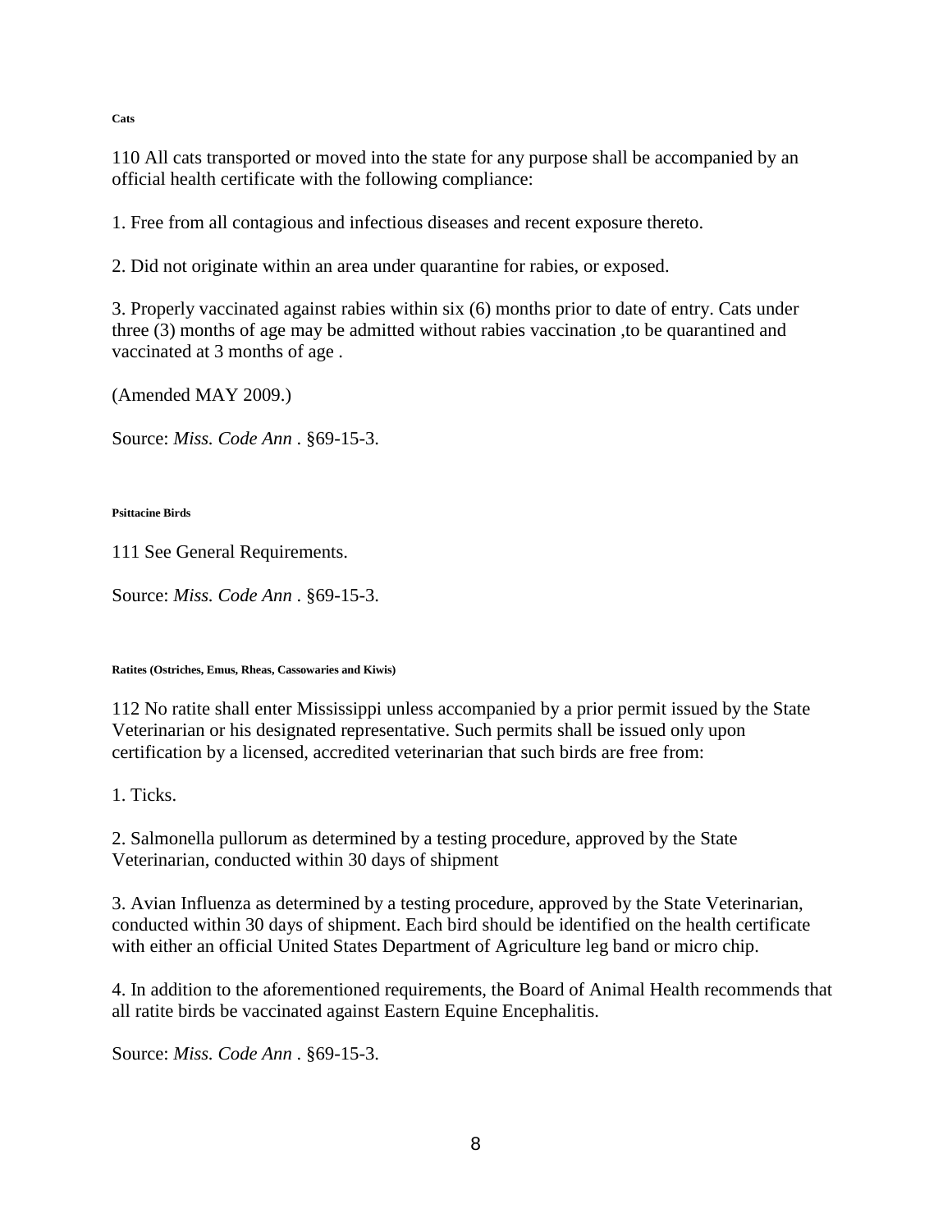#### Cats

110 All cats transported or moved into the state for any purpose shall be accompanied by an official health certificate with the following compliance:

1. Free from all contagious and infectious diseases and recent exposure thereto.

2. Did not originate within an area under quarantine for rabies, or exposed.

3. Properly vaccinated against rabies within six (6) months prior to date of entry. Cats under three (3) months of age may be admitted without rabies vaccination ,to be quarantined and vaccinated at 3 months of age .

(Amended MAY 2009.)

Source: *Miss. Code Ann* . §69-15-3.

#### Psittacine Birds

111 See General Requirements.

Source: *Miss. Code Ann* . §69-15-3.

#### Ratites (Ostriches, Emus, Rheas, Cassowaries and Kiwis)

112 No ratite shall enter Mississippi unless accompanied by a prior permit issued by the State Veterinarian or his designated representative. Such permits shall be issued only upon certification by a licensed, accredited veterinarian that such birds are free from:

1. Ticks.

2. Salmonella pullorum as determined by a testing procedure, approved by the State Veterinarian, conducted within 30 days of shipment

3. Avian Influenza as determined by a testing procedure, approved by the State Veterinarian, conducted within 30 days of shipment. Each bird should be identified on the health certificate with either an official United States Department of Agriculture leg band or micro chip.

4. In addition to the aforementioned requirements, the Board of Animal Health recommends that all ratite birds be vaccinated against Eastern Equine Encephalitis.

Source: *Miss. Code Ann* . §69-15-3.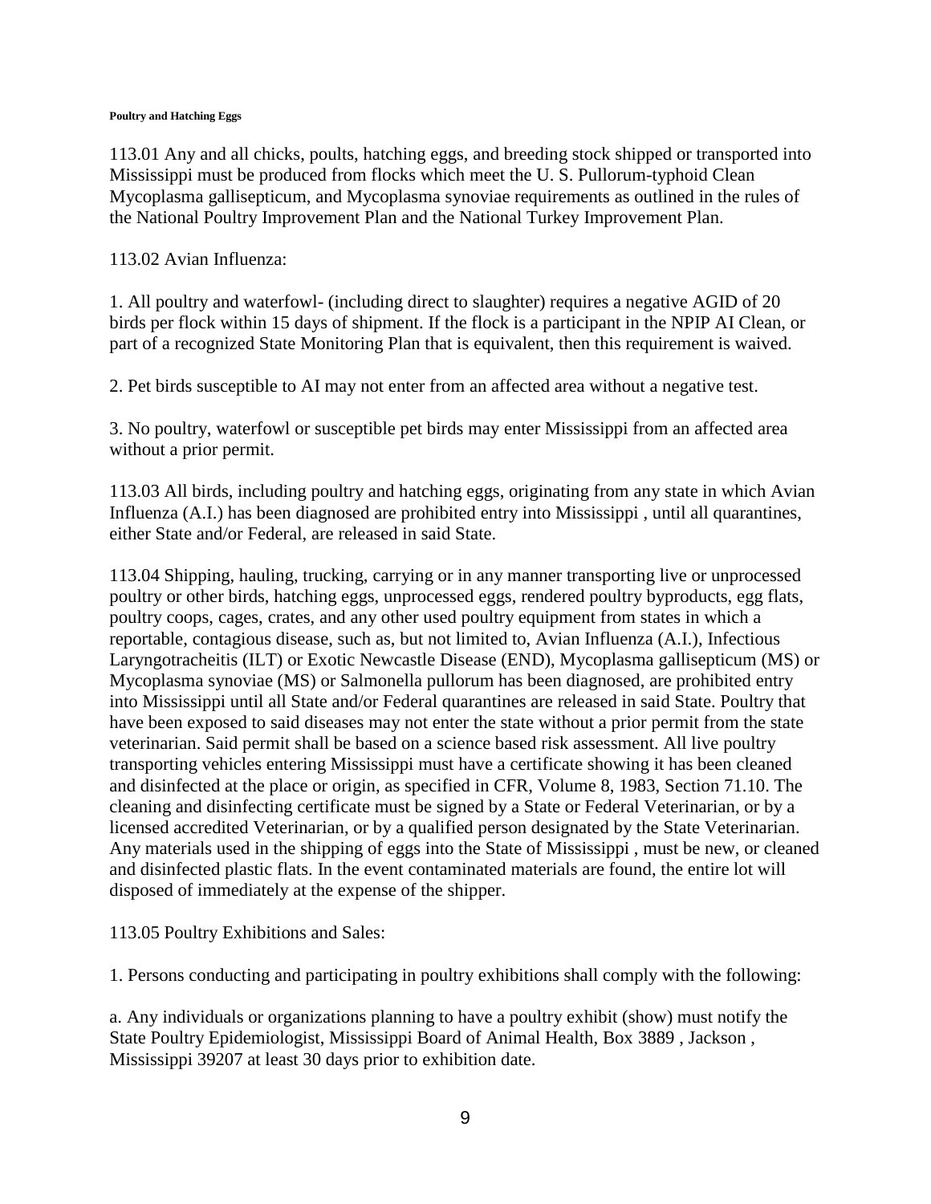**Poultry and Hatching Eggs**

113.01 Any and all chicks, poults, hatching eggs, and breeding stock shipped or transported into Mississippi must be produced from flocks which meet the U. S. Pullorum-typhoid Clean Mycoplasma gallisepticum, and Mycoplasma synoviae requirements as outlined in the rules of the National Poultry Improvement Plan and the National Turkey Improvement Plan.

113.02 Avian Influenza:

1. All poultry and waterfowl- (including direct to slaughter) requires a negative AGID of 20 birds per flock within 15 days of shipment. If the flock is a participant in the NPIP AI Clean, or part of a recognized State Monitoring Plan that is equivalent, then this requirement is waived.

2. Pet birds susceptible to AI may not enter from an affected area without a negative test.

3. No poultry, waterfowl or susceptible pet birds may enter Mississippi from an affected area without a prior permit.

113.03 All birds, including poultry and hatching eggs, originating from any state in which Avian Influenza (A.I.) has been diagnosed are prohibited entry into Mississippi , until all quarantines, either State and/or Federal, are released in said State.

113.04 Shipping, hauling, trucking, carrying or in any manner transporting live or unprocessed poultry or other birds, hatching eggs, unprocessed eggs, rendered poultry byproducts, egg flats, poultry coops, cages, crates, and any other used poultry equipment from states in which a reportable, contagious disease, such as, but not limited to, Avian Influenza (A.I.), Infectious Laryngotracheitis (ILT) or Exotic Newcastle Disease (END), Mycoplasma gallisepticum (MS) or Mycoplasma synoviae (MS) or Salmonella pullorum has been diagnosed, are prohibited entry into Mississippi until all State and/or Federal quarantines are released in said State. Poultry that have been exposed to said diseases may not enter the state without a prior permit from the state veterinarian. Said permit shall be based on a science based risk assessment. All live poultry transporting vehicles entering Mississippi must have a certificate showing it has been cleaned and disinfected at the place or origin, as specified in CFR, Volume 8, 1983, Section 71.10. The cleaning and disinfecting certificate must be signed by a State or Federal Veterinarian, or by a licensed accredited Veterinarian, or by a qualified person designated by the State Veterinarian. Any materials used in the shipping of eggs into the State of Mississippi , must be new, or cleaned and disinfected plastic flats. In the event contaminated materials are found, the entire lot will disposed of immediately at the expense of the shipper.

113.05 Poultry Exhibitions and Sales:

1. Persons conducting and participating in poultry exhibitions shall comply with the following:

a. Any individuals or organizations planning to have a poultry exhibit (show) must notify the State Poultry Epidemiologist, Mississippi Board of Animal Health, Box 3889 , Jackson , Mississippi 39207 at least 30 days prior to exhibition date.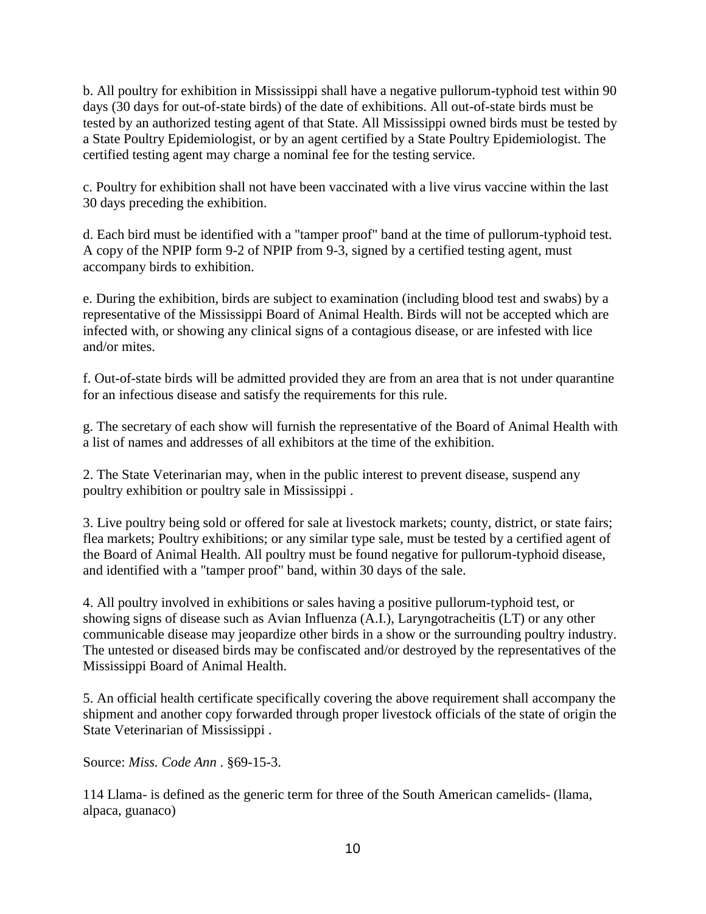b. All poultry for exhibition in Mississippi shall have a negative pullorum-typhoid test within 90 days (30 days for out-of-state birds) of the date of exhibitions. All out-of-state birds must be tested by an authorized testing agent of that State. All Mississippi owned birds must be tested by a State Poultry Epidemiologist, or by an agent certified by a State Poultry Epidemiologist. The certified testing agent may charge a nominal fee for the testing service.

c. Poultry for exhibition shall not have been vaccinated with a live virus vaccine within the last 30 days preceding the exhibition.

d. Each bird must be identified with a "tamper proof" band at the time of pullorum-typhoid test. A copy of the NPIP form 9-2 of NPIP from 9-3, signed by a certified testing agent, must accompany birds to exhibition.

e. During the exhibition, birds are subject to examination (including blood test and swabs) by a representative of the Mississippi Board of Animal Health. Birds will not be accepted which are infected with, or showing any clinical signs of a contagious disease, or are infested with lice and/or mites.

f. Out-of-state birds will be admitted provided they are from an area that is not under quarantine for an infectious disease and satisfy the requirements for this rule.

g. The secretary of each show will furnish the representative of the Board of Animal Health with a list of names and addresses of all exhibitors at the time of the exhibition.

2. The State Veterinarian may, when in the public interest to prevent disease, suspend any poultry exhibition or poultry sale in Mississippi .

3. Live poultry being sold or offered for sale at livestock markets; county, district, or state fairs; flea markets; Poultry exhibitions; or any similar type sale, must be tested by a certified agent of the Board of Animal Health. All poultry must be found negative for pullorum-typhoid disease, and identified with a "tamper proof" band, within 30 days of the sale.

4. All poultry involved in exhibitions or sales having a positive pullorum-typhoid test, or showing signs of disease such as Avian Influenza (A.I.), Laryngotracheitis (LT) or any other communicable disease may jeopardize other birds in a show or the surrounding poultry industry. The untested or diseased birds may be confiscated and/or destroyed by the representatives of the Mississippi Board of Animal Health.

5. An official health certificate specifically covering the above requirement shall accompany the shipment and another copy forwarded through proper livestock officials of the state of origin the State Veterinarian of Mississippi .

Source: *Miss. Code Ann* . §69-15-3.

114 Llama- is defined as the generic term for three of the South American camelids- (llama, alpaca, guanaco)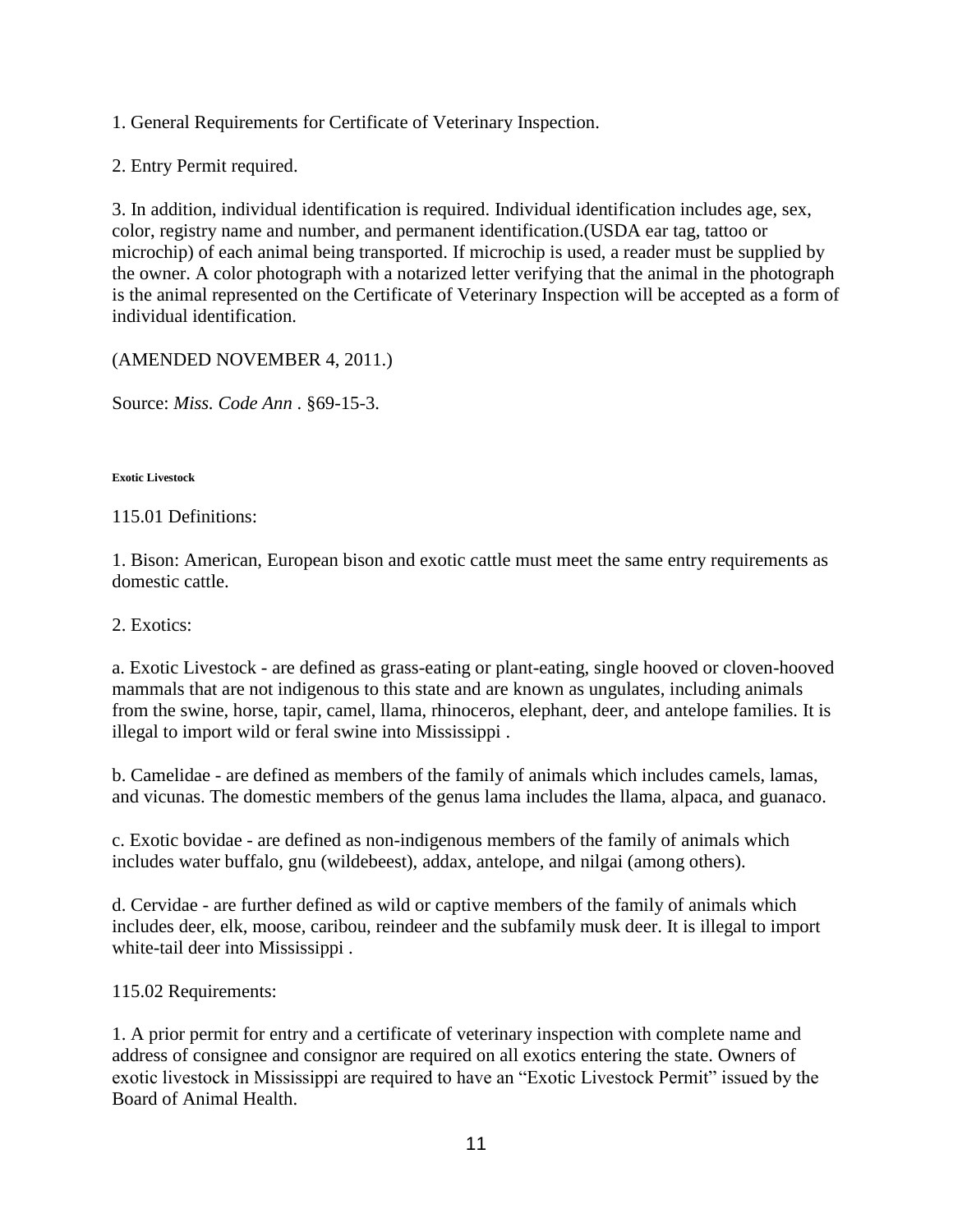1. General Requirements for Certificate of Veterinary Inspection.

2. Entry Permit required.

3. In addition, individual identification is required. Individual identification includes age, sex, color, registry name and number, and permanent identification.(USDA ear tag, tattoo or microchip) of each animal being transported. If microchip is used, a reader must be supplied by the owner. A color photograph with a notarized letter verifying that the animal in the photograph is the animal represented on the Certificate of Veterinary Inspection will be accepted as a form of individual identification.

(AMENDED NOVEMBER 4, 2011.)

Source: *Miss. Code Ann* . §69-15-3.

**Exotic Livestock**

115.01 Definitions:

1. Bison: American, European bison and exotic cattle must meet the same entry requirements as domestic cattle.

2. Exotics:

a. Exotic Livestock - are defined as grass-eating or plant-eating, single hooved or cloven-hooved mammals that are not indigenous to this state and are known as ungulates, including animals from the swine, horse, tapir, camel, llama, rhinoceros, elephant, deer, and antelope families. It is illegal to import wild or feral swine into Mississippi .

b. Camelidae - are defined as members of the family of animals which includes camels, lamas, and vicunas. The domestic members of the genus lama includes the llama, alpaca, and guanaco.

c. Exotic bovidae - are defined as non-indigenous members of the family of animals which includes water buffalo, gnu (wildebeest), addax, antelope, and nilgai (among others).

d. Cervidae - are further defined as wild or captive members of the family of animals which includes deer, elk, moose, caribou, reindeer and the subfamily musk deer. It is illegal to import white-tail deer into Mississippi .

115.02 Requirements:

1. A prior permit for entry and a certificate of veterinary inspection with complete name and address of consignee and consignor are required on all exotics entering the state. Owners of exotic livestock in Mississippi are required to have an "Exotic Livestock Permit" issued by the Board of Animal Health.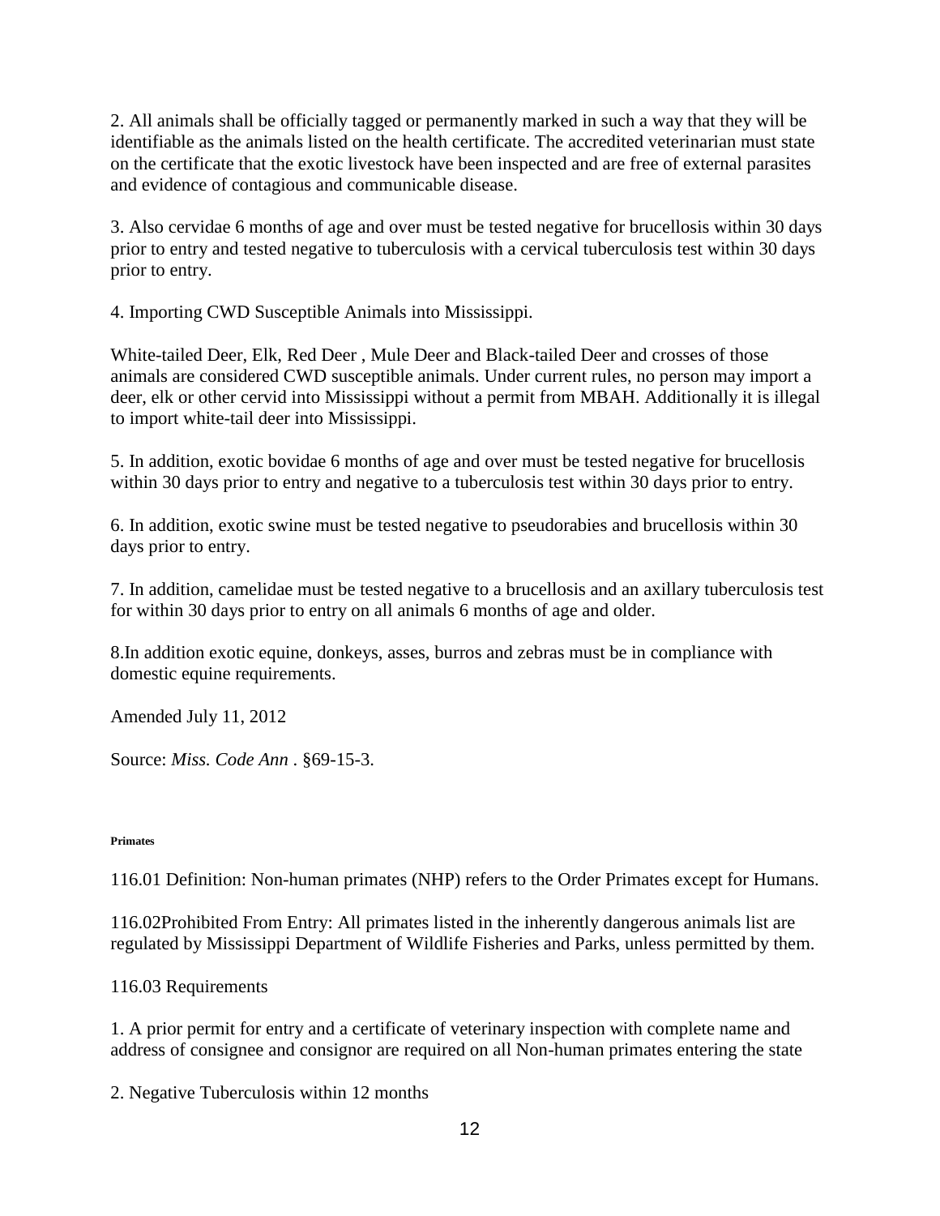2. All animals shall be officially tagged or permanently marked in such a way that they will be identifiable as the animals listed on the health certificate. The accredited veterinarian must state on the certificate that the exotic livestock have been inspected and are free of external parasites and evidence of contagious and communicable disease.

3. Also cervidae 6 months of age and over must be tested negative for brucellosis within 30 days prior to entry and tested negative to tuberculosis with a cervical tuberculosis test within 30 days prior to entry.

4. Importing CWD Susceptible Animals into Mississippi.

White-tailed Deer, Elk, Red Deer , Mule Deer and Black-tailed Deer and crosses of those animals are considered CWD susceptible animals. Under current rules, no person may import a deer, elk or other cervid into Mississippi without a permit from MBAH. Additionally it is illegal to import white-tail deer into Mississippi.

5. In addition, exotic bovidae 6 months of age and over must be tested negative for brucellosis within 30 days prior to entry and negative to a tuberculosis test within 30 days prior to entry.

6. In addition, exotic swine must be tested negative to pseudorabies and brucellosis within 30 days prior to entry.

7. In addition, camelidae must be tested negative to a brucellosis and an axillary tuberculosis test for within 30 days prior to entry on all animals 6 months of age and older.

8.In addition exotic equine, donkeys, asses, burros and zebras must be in compliance with domestic equine requirements.

Amended July 11, 2012

Source: *Miss. Code Ann* . §69-15-3.

**Primates**

116.01 Definition: Non-human primates (NHP) refers to the Order Primates except for Humans.

116.02Prohibited From Entry: All primates listed in the inherently dangerous animals list are regulated by Mississippi Department of Wildlife Fisheries and Parks, unless permitted by them.

116.03 Requirements

1. A prior permit for entry and a certificate of veterinary inspection with complete name and address of consignee and consignor are required on all Non-human primates entering the state

2. Negative Tuberculosis within 12 months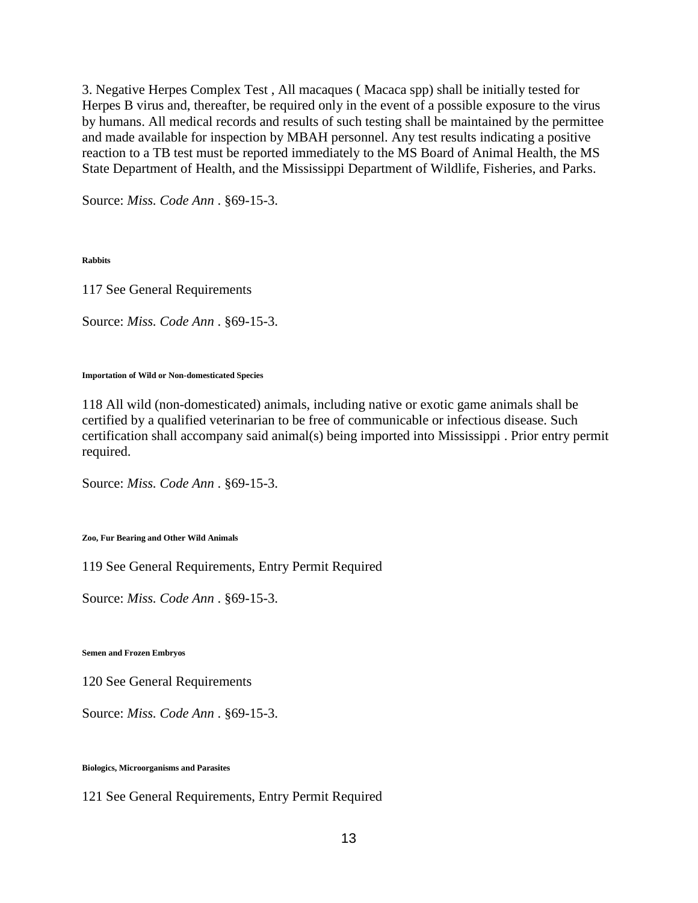3. Negative Herpes Complex Test , All macaques ( Macaca spp) shall be initially tested for Herpes B virus and, thereafter, be required only in the event of a possible exposure to the virus by humans. All medical records and results of such testing shall be maintained by the permittee and made available for inspection by MBAH personnel. Any test results indicating a positive reaction to a TB test must be reported immediately to the MS Board of Animal Health, the MS State Department of Health, and the Mississippi Department of Wildlife, Fisheries, and Parks.

Source: *Miss. Code Ann* . §69-15-3.

#### Rabbits

117 See General Requirements

Source: *Miss. Code Ann* . §69-15-3.

#### Importation of Wild or Non-domesticated Species

118 All wild (non-domesticated) animals, including native or exotic game animals shall be certified by a qualified veterinarian to be free of communicable or infectious disease. Such certification shall accompany said animal(s) being imported into Mississippi . Prior entry permit required.

Source: *Miss. Code Ann* . §69-15-3.

#### Zoo, Fur Bearing and Other Wild Animals

119 See General Requirements, Entry Permit Required

Source: *Miss. Code Ann* . §69-15-3.

#### Semen and Frozen Embryos

120 See General Requirements

Source: *Miss. Code Ann* . §69-15-3.

#### Biologics, Microorganisms and Parasites

121 See General Requirements, Entry Permit Required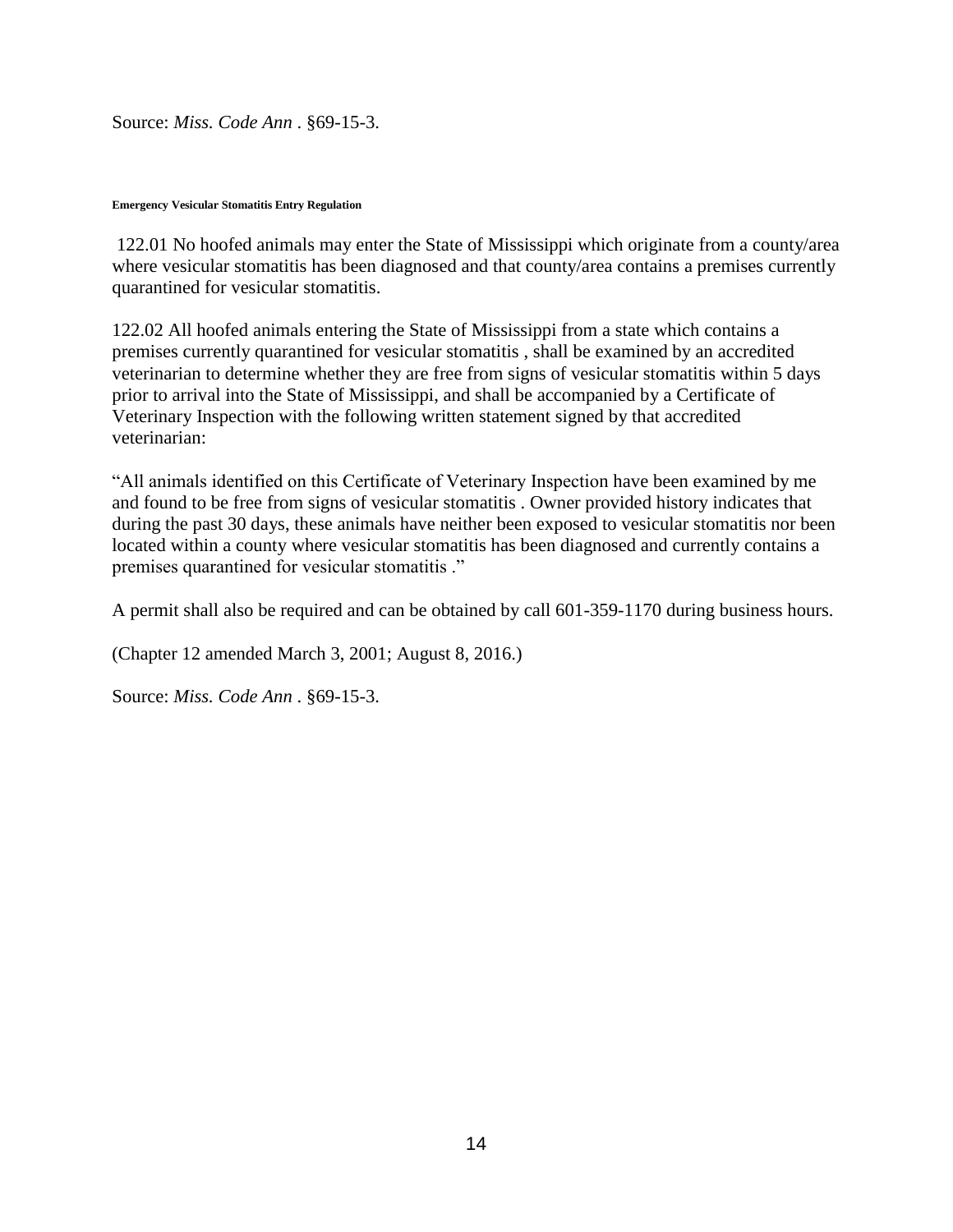Source: *Miss. Code Ann* . §69-15-3.

**Emergency Vesicular Stomatitis Entry Regulation**

122.01 No hoofed animals may enter the State of Mississippi which originate from a county/area where vesicular stomatitis has been diagnosed and that county/area contains a premises currently quarantined for vesicular stomatitis.

122.02 All hoofed animals entering the State of Mississippi from a state which contains a premises currently quarantined for vesicular stomatitis , shall be examined by an accredited veterinarian to determine whether they are free from signs of vesicular stomatitis within 5 days prior to arrival into the State of Mississippi, and shall be accompanied by a Certificate of Veterinary Inspection with the following written statement signed by that accredited veterinarian:

"All animals identified on this Certificate of Veterinary Inspection have been examined by me and found to be free from signs of vesicular stomatitis . Owner provided history indicates that during the past 30 days, these animals have neither been exposed to vesicular stomatitis nor been located within a county where vesicular stomatitis has been diagnosed and currently contains a premises quarantined for vesicular stomatitis ."

A permit shall also be required and can be obtained by call 601-359-1170 during business hours.

(Chapter 12 amended March 3, 2001; August 8, 2016.)

Source: *Miss. Code Ann* . §69-15-3.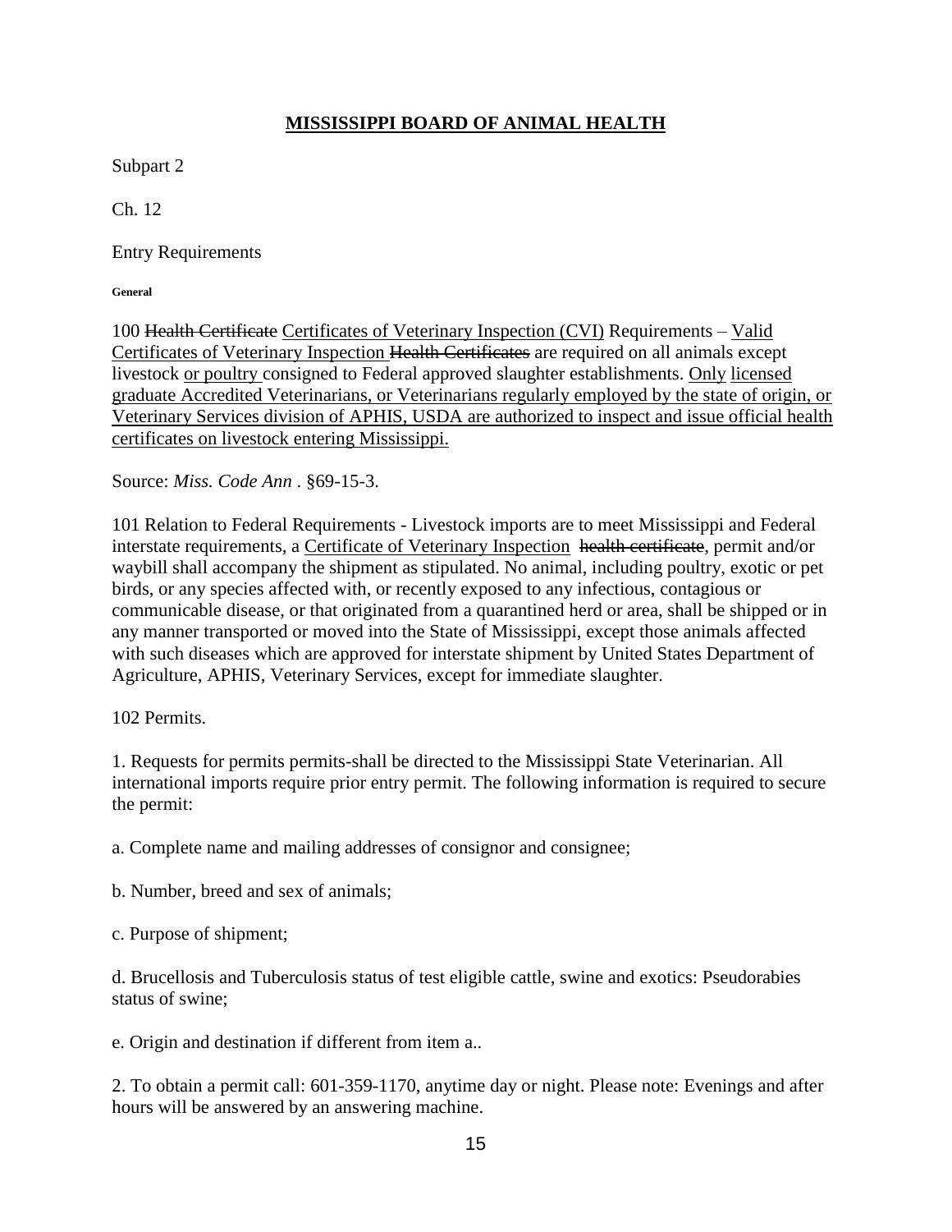**MISSISSIPPI BOARD OF ANIMAL HEALTH**

Subpart 2

Ch. 12

Entry Requirements

**General**

100 ~~Health Certificate~~ Certificates of Veterinary Inspection (CVI) Requirements – Valid Certificates of Veterinary Inspection ~~Health Certificates~~ are required on all animals except livestock or poultry consigned to Federal approved slaughter establishments. Only licensed graduate Accredited Veterinarians, or Veterinarians regularly employed by the state of origin, or Veterinary Services division of APHIS, USDA are authorized to inspect and issue official health certificates on livestock entering Mississippi.

Source: *Miss. Code Ann* . §69-15-3.

101 Relation to Federal Requirements - Livestock imports are to meet Mississippi and Federal interstate requirements, a Certificate of Veterinary Inspection ~~health certificate~~, permit and/or waybill shall accompany the shipment as stipulated. No animal, including poultry, exotic or pet birds, or any species affected with, or recently exposed to any infectious, contagious or communicable disease, or that originated from a quarantined herd or area, shall be shipped or in any manner transported or moved into the State of Mississippi, except those animals affected with such diseases which are approved for interstate shipment by United States Department of Agriculture, APHIS, Veterinary Services, except for immediate slaughter.

102 Permits.

1. Requests for permits permits-shall be directed to the Mississippi State Veterinarian. All international imports require prior entry permit. The following information is required to secure the permit:

a. Complete name and mailing addresses of consignor and consignee;

b. Number, breed and sex of animals;

c. Purpose of shipment;

d. Brucellosis and Tuberculosis status of test eligible cattle, swine and exotics: Pseudorabies status of swine;

e. Origin and destination if different from item a..

2. To obtain a permit call: 601-359-1170, anytime day or night. Please note: Evenings and after hours will be answered by an answering machine.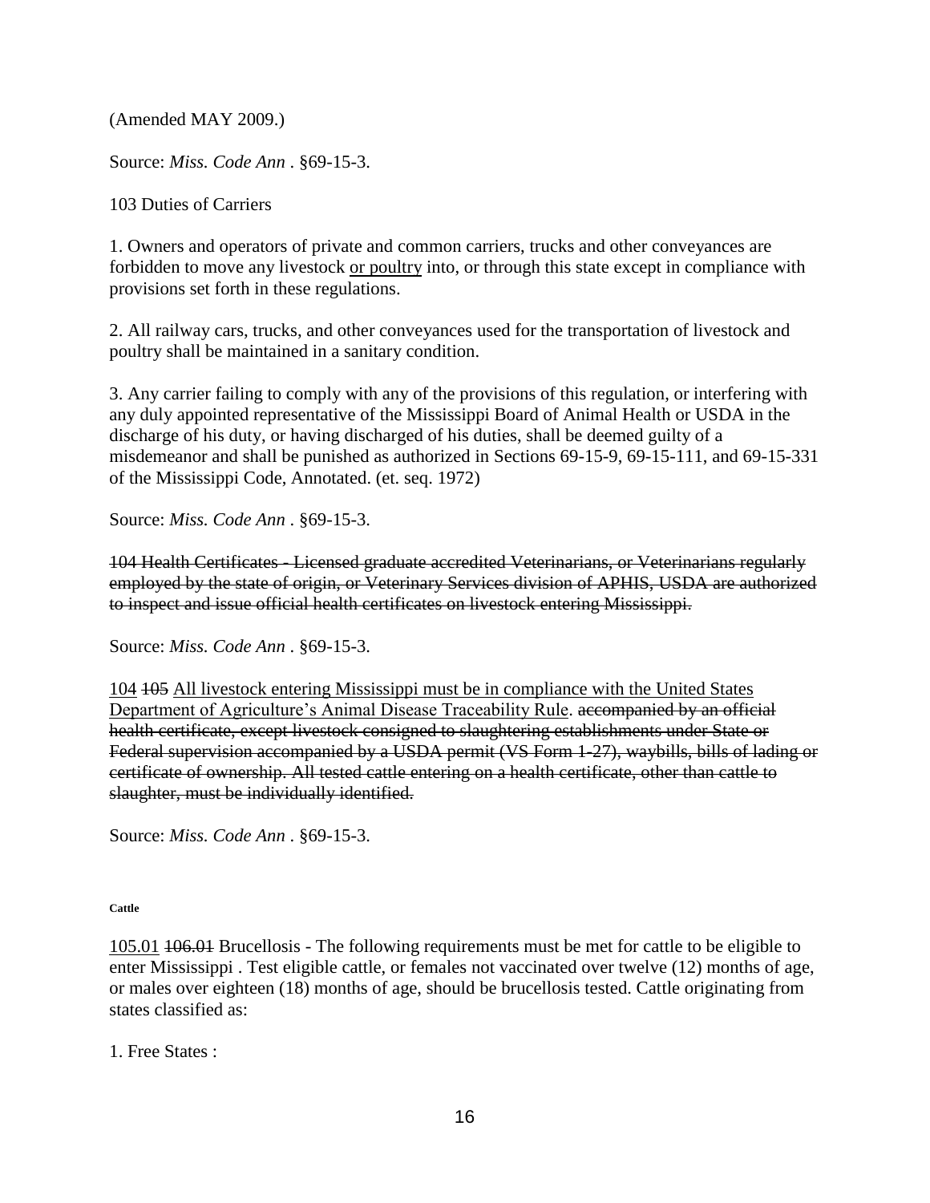(Amended MAY 2009.)

Source: *Miss. Code Ann* . §69-15-3.

103 Duties of Carriers

1. Owners and operators of private and common carriers, trucks and other conveyances are forbidden to move any livestock <u>or poultry</u> into, or through this state except in compliance with provisions set forth in these regulations.

2. All railway cars, trucks, and other conveyances used for the transportation of livestock and poultry shall be maintained in a sanitary condition.

3. Any carrier failing to comply with any of the provisions of this regulation, or interfering with any duly appointed representative of the Mississippi Board of Animal Health or USDA in the discharge of his duty, or having discharged of his duties, shall be deemed guilty of a misdemeanor and shall be punished as authorized in Sections 69-15-9, 69-15-111, and 69-15-331 of the Mississippi Code, Annotated. (et. seq. 1972)

Source: *Miss. Code Ann* . §69-15-3.

~~104 Health Certificates - Licensed graduate accredited Veterinarians, or Veterinarians regularly employed by the state of origin, or Veterinary Services division of APHIS, USDA are authorized to inspect and issue official health certificates on livestock entering Mississippi.~~

Source: *Miss. Code Ann* . §69-15-3.

<u>104</u> ~~105~~ <u>All livestock entering Mississippi must be in compliance with the United States Department of Agriculture's Animal Disease Traceability Rule</u>. ~~accompanied by an official health certificate, except livestock consigned to slaughtering establishments under State or Federal supervision accompanied by a USDA permit (VS Form 1-27), waybills, bills of lading or certificate of ownership. All tested cattle entering on a health certificate, other than cattle to slaughter, must be individually identified.~~

Source: *Miss. Code Ann* . §69-15-3.

**Cattle**

<u>105.01</u> ~~106.01~~ Brucellosis - The following requirements must be met for cattle to be eligible to enter Mississippi . Test eligible cattle, or females not vaccinated over twelve (12) months of age, or males over eighteen (18) months of age, should be brucellosis tested. Cattle originating from states classified as:

1. Free States :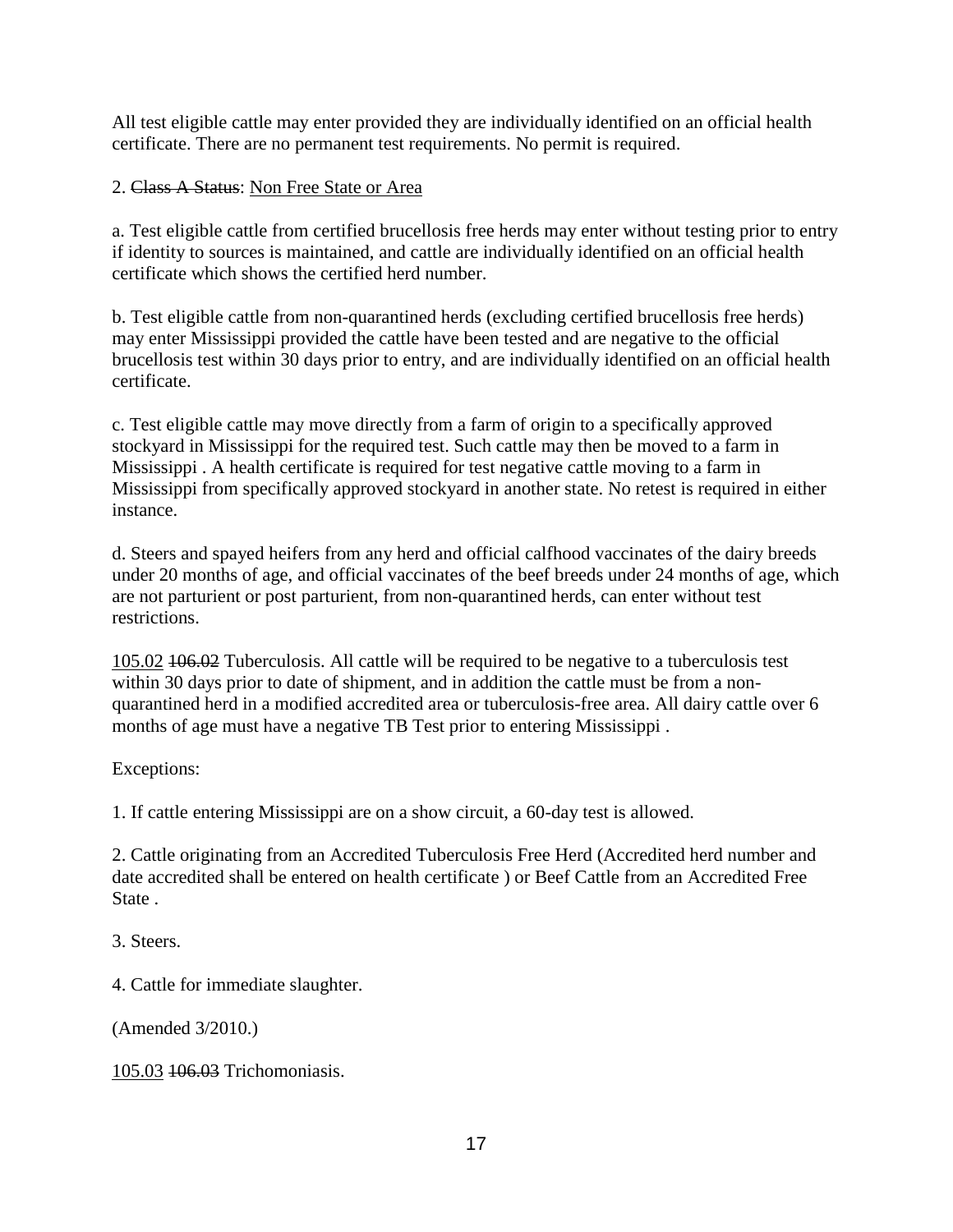All test eligible cattle may enter provided they are individually identified on an official health certificate. There are no permanent test requirements. No permit is required.

2. ~~Class A Status~~: Non Free State or Area

a. Test eligible cattle from certified brucellosis free herds may enter without testing prior to entry if identity to sources is maintained, and cattle are individually identified on an official health certificate which shows the certified herd number.

b. Test eligible cattle from non-quarantined herds (excluding certified brucellosis free herds) may enter Mississippi provided the cattle have been tested and are negative to the official brucellosis test within 30 days prior to entry, and are individually identified on an official health certificate.

c. Test eligible cattle may move directly from a farm of origin to a specifically approved stockyard in Mississippi for the required test. Such cattle may then be moved to a farm in Mississippi . A health certificate is required for test negative cattle moving to a farm in Mississippi from specifically approved stockyard in another state. No retest is required in either instance.

d. Steers and spayed heifers from any herd and official calfhood vaccinates of the dairy breeds under 20 months of age, and official vaccinates of the beef breeds under 24 months of age, which are not parturient or post parturient, from non-quarantined herds, can enter without test restrictions.

105.02 ~~106.02~~ Tuberculosis. All cattle will be required to be negative to a tuberculosis test within 30 days prior to date of shipment, and in addition the cattle must be from a non-quarantined herd in a modified accredited area or tuberculosis-free area. All dairy cattle over 6 months of age must have a negative TB Test prior to entering Mississippi .

Exceptions:

1. If cattle entering Mississippi are on a show circuit, a 60-day test is allowed.

2. Cattle originating from an Accredited Tuberculosis Free Herd (Accredited herd number and date accredited shall be entered on health certificate ) or Beef Cattle from an Accredited Free State .

3. Steers.

4. Cattle for immediate slaughter.

(Amended 3/2010.)

105.03 ~~106.03~~ Trichomoniasis.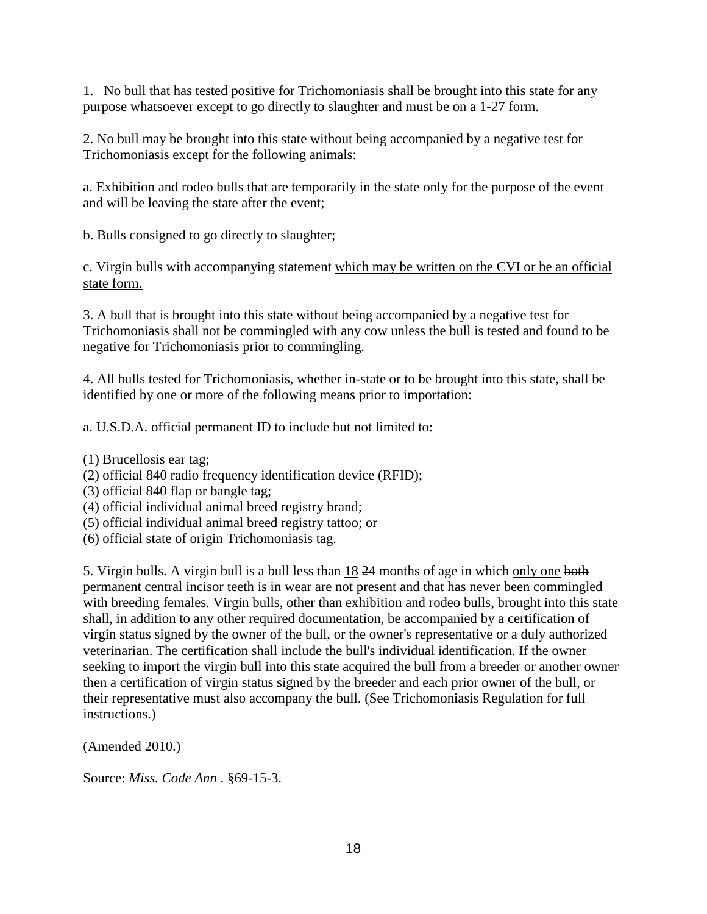1. No bull that has tested positive for Trichomoniasis shall be brought into this state for any purpose whatsoever except to go directly to slaughter and must be on a 1-27 form.

2. No bull may be brought into this state without being accompanied by a negative test for Trichomoniasis except for the following animals:

a. Exhibition and rodeo bulls that are temporarily in the state only for the purpose of the event and will be leaving the state after the event;

b. Bulls consigned to go directly to slaughter;

c. Virgin bulls with accompanying statement <u>which may be written on the CVI or be an official state form.</u>

3. A bull that is brought into this state without being accompanied by a negative test for Trichomoniasis shall not be commingled with any cow unless the bull is tested and found to be negative for Trichomoniasis prior to commingling.

4. All bulls tested for Trichomoniasis, whether in-state or to be brought into this state, shall be identified by one or more of the following means prior to importation:

a. U.S.D.A. official permanent ID to include but not limited to:

(1) Brucellosis ear tag;
(2) official 840 radio frequency identification device (RFID);
(3) official 840 flap or bangle tag;
(4) official individual animal breed registry brand;
(5) official individual animal breed registry tattoo; or
(6) official state of origin Trichomoniasis tag.

5. Virgin bulls. A virgin bull is a bull less than <u>18</u> ~~24~~ months of age in which <u>only one</u> ~~both~~ permanent central incisor teeth <u>is</u> in wear are not present and that has never been commingled with breeding females. Virgin bulls, other than exhibition and rodeo bulls, brought into this state shall, in addition to any other required documentation, be accompanied by a certification of virgin status signed by the owner of the bull, or the owner's representative or a duly authorized veterinarian. The certification shall include the bull's individual identification. If the owner seeking to import the virgin bull into this state acquired the bull from a breeder or another owner then a certification of virgin status signed by the breeder and each prior owner of the bull, or their representative must also accompany the bull. (See Trichomoniasis Regulation for full instructions.)

(Amended 2010.)

Source: *Miss. Code Ann* . §69-15-3.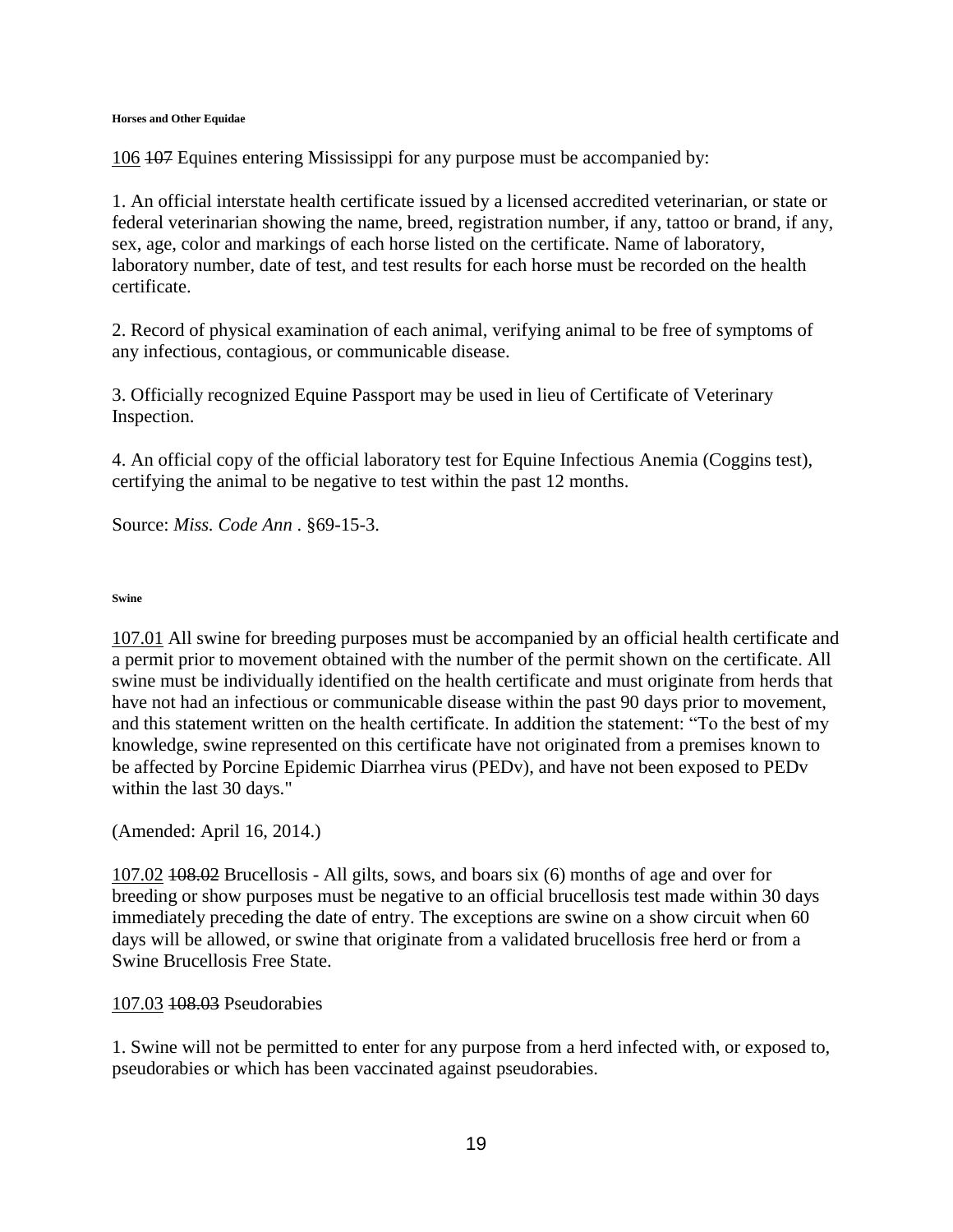#### Horses and Other Equidae

106 ~~107~~ Equines entering Mississippi for any purpose must be accompanied by:

1. An official interstate health certificate issued by a licensed accredited veterinarian, or state or federal veterinarian showing the name, breed, registration number, if any, tattoo or brand, if any, sex, age, color and markings of each horse listed on the certificate. Name of laboratory, laboratory number, date of test, and test results for each horse must be recorded on the health certificate.

2. Record of physical examination of each animal, verifying animal to be free of symptoms of any infectious, contagious, or communicable disease.

3. Officially recognized Equine Passport may be used in lieu of Certificate of Veterinary Inspection.

4. An official copy of the official laboratory test for Equine Infectious Anemia (Coggins test), certifying the animal to be negative to test within the past 12 months.

Source: *Miss. Code Ann* . §69-15-3.

#### Swine

107.01 All swine for breeding purposes must be accompanied by an official health certificate and a permit prior to movement obtained with the number of the permit shown on the certificate. All swine must be individually identified on the health certificate and must originate from herds that have not had an infectious or communicable disease within the past 90 days prior to movement, and this statement written on the health certificate. In addition the statement: "To the best of my knowledge, swine represented on this certificate have not originated from a premises known to be affected by Porcine Epidemic Diarrhea virus (PEDv), and have not been exposed to PEDv within the last 30 days."

(Amended: April 16, 2014.)

107.02 ~~108.02~~ Brucellosis - All gilts, sows, and boars six (6) months of age and over for breeding or show purposes must be negative to an official brucellosis test made within 30 days immediately preceding the date of entry. The exceptions are swine on a show circuit when 60 days will be allowed, or swine that originate from a validated brucellosis free herd or from a Swine Brucellosis Free State.

107.03 ~~108.03~~ Pseudorabies

1. Swine will not be permitted to enter for any purpose from a herd infected with, or exposed to, pseudorabies or which has been vaccinated against pseudorabies.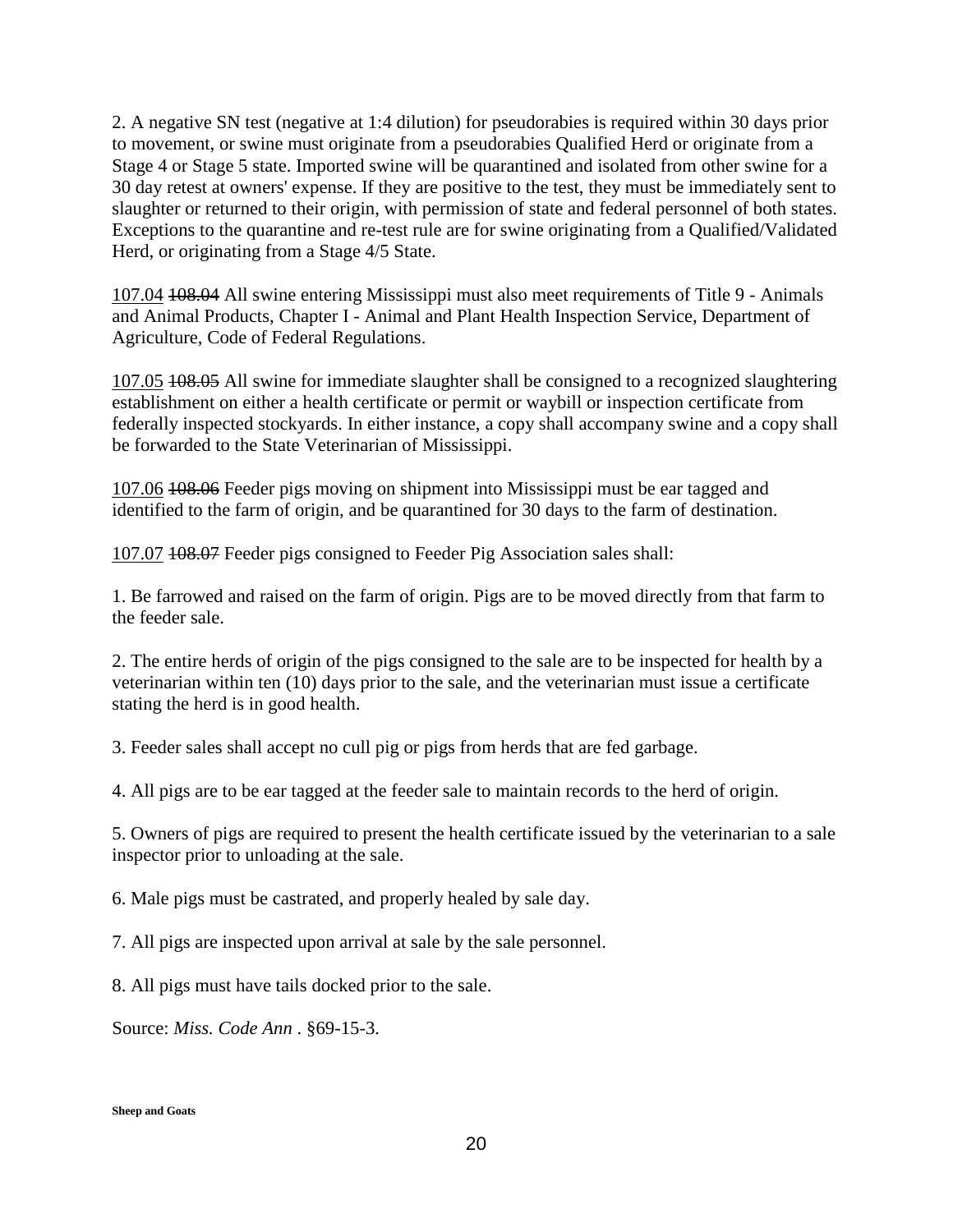2. A negative SN test (negative at 1:4 dilution) for pseudorabies is required within 30 days prior to movement, or swine must originate from a pseudorabies Qualified Herd or originate from a Stage 4 or Stage 5 state. Imported swine will be quarantined and isolated from other swine for a 30 day retest at owners' expense. If they are positive to the test, they must be immediately sent to slaughter or returned to their origin, with permission of state and federal personnel of both states. Exceptions to the quarantine and re-test rule are for swine originating from a Qualified/Validated Herd, or originating from a Stage 4/5 State.

<u>107.04</u> ~~108.04~~ All swine entering Mississippi must also meet requirements of Title 9 - Animals and Animal Products, Chapter I - Animal and Plant Health Inspection Service, Department of Agriculture, Code of Federal Regulations.

<u>107.05</u> ~~108.05~~ All swine for immediate slaughter shall be consigned to a recognized slaughtering establishment on either a health certificate or permit or waybill or inspection certificate from federally inspected stockyards. In either instance, a copy shall accompany swine and a copy shall be forwarded to the State Veterinarian of Mississippi.

<u>107.06</u> ~~108.06~~ Feeder pigs moving on shipment into Mississippi must be ear tagged and identified to the farm of origin, and be quarantined for 30 days to the farm of destination.

<u>107.07</u> ~~108.07~~ Feeder pigs consigned to Feeder Pig Association sales shall:

1. Be farrowed and raised on the farm of origin. Pigs are to be moved directly from that farm to the feeder sale.

2. The entire herds of origin of the pigs consigned to the sale are to be inspected for health by a veterinarian within ten (10) days prior to the sale, and the veterinarian must issue a certificate stating the herd is in good health.

3. Feeder sales shall accept no cull pig or pigs from herds that are fed garbage.

4. All pigs are to be ear tagged at the feeder sale to maintain records to the herd of origin.

5. Owners of pigs are required to present the health certificate issued by the veterinarian to a sale inspector prior to unloading at the sale.

6. Male pigs must be castrated, and properly healed by sale day.

7. All pigs are inspected upon arrival at sale by the sale personnel.

8. All pigs must have tails docked prior to the sale.

Source: *Miss. Code Ann* . §69-15-3.

**Sheep and Goats**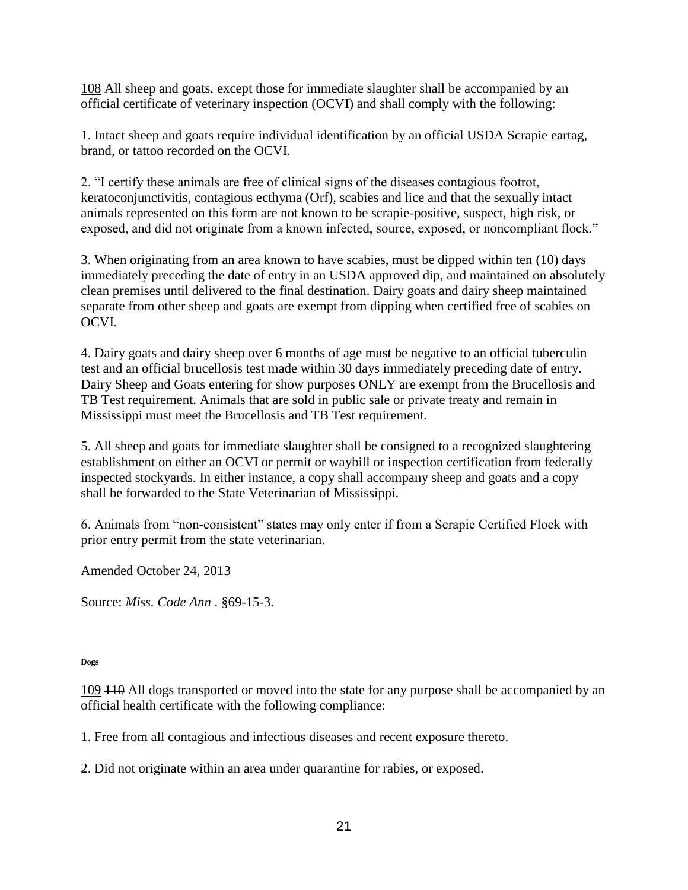108 All sheep and goats, except those for immediate slaughter shall be accompanied by an official certificate of veterinary inspection (OCVI) and shall comply with the following:

1. Intact sheep and goats require individual identification by an official USDA Scrapie eartag, brand, or tattoo recorded on the OCVI.

2. "I certify these animals are free of clinical signs of the diseases contagious footrot, keratoconjunctivitis, contagious ecthyma (Orf), scabies and lice and that the sexually intact animals represented on this form are not known to be scrapie-positive, suspect, high risk, or exposed, and did not originate from a known infected, source, exposed, or noncompliant flock."

3. When originating from an area known to have scabies, must be dipped within ten (10) days immediately preceding the date of entry in an USDA approved dip, and maintained on absolutely clean premises until delivered to the final destination. Dairy goats and dairy sheep maintained separate from other sheep and goats are exempt from dipping when certified free of scabies on OCVI.

4. Dairy goats and dairy sheep over 6 months of age must be negative to an official tuberculin test and an official brucellosis test made within 30 days immediately preceding date of entry. Dairy Sheep and Goats entering for show purposes ONLY are exempt from the Brucellosis and TB Test requirement. Animals that are sold in public sale or private treaty and remain in Mississippi must meet the Brucellosis and TB Test requirement.

5. All sheep and goats for immediate slaughter shall be consigned to a recognized slaughtering establishment on either an OCVI or permit or waybill or inspection certification from federally inspected stockyards. In either instance, a copy shall accompany sheep and goats and a copy shall be forwarded to the State Veterinarian of Mississippi.

6. Animals from "non-consistent" states may only enter if from a Scrapie Certified Flock with prior entry permit from the state veterinarian.

Amended October 24, 2013

Source: *Miss. Code Ann* . §69-15-3.

**Dogs**

109 ~~110~~ All dogs transported or moved into the state for any purpose shall be accompanied by an official health certificate with the following compliance:

1. Free from all contagious and infectious diseases and recent exposure thereto.

2. Did not originate within an area under quarantine for rabies, or exposed.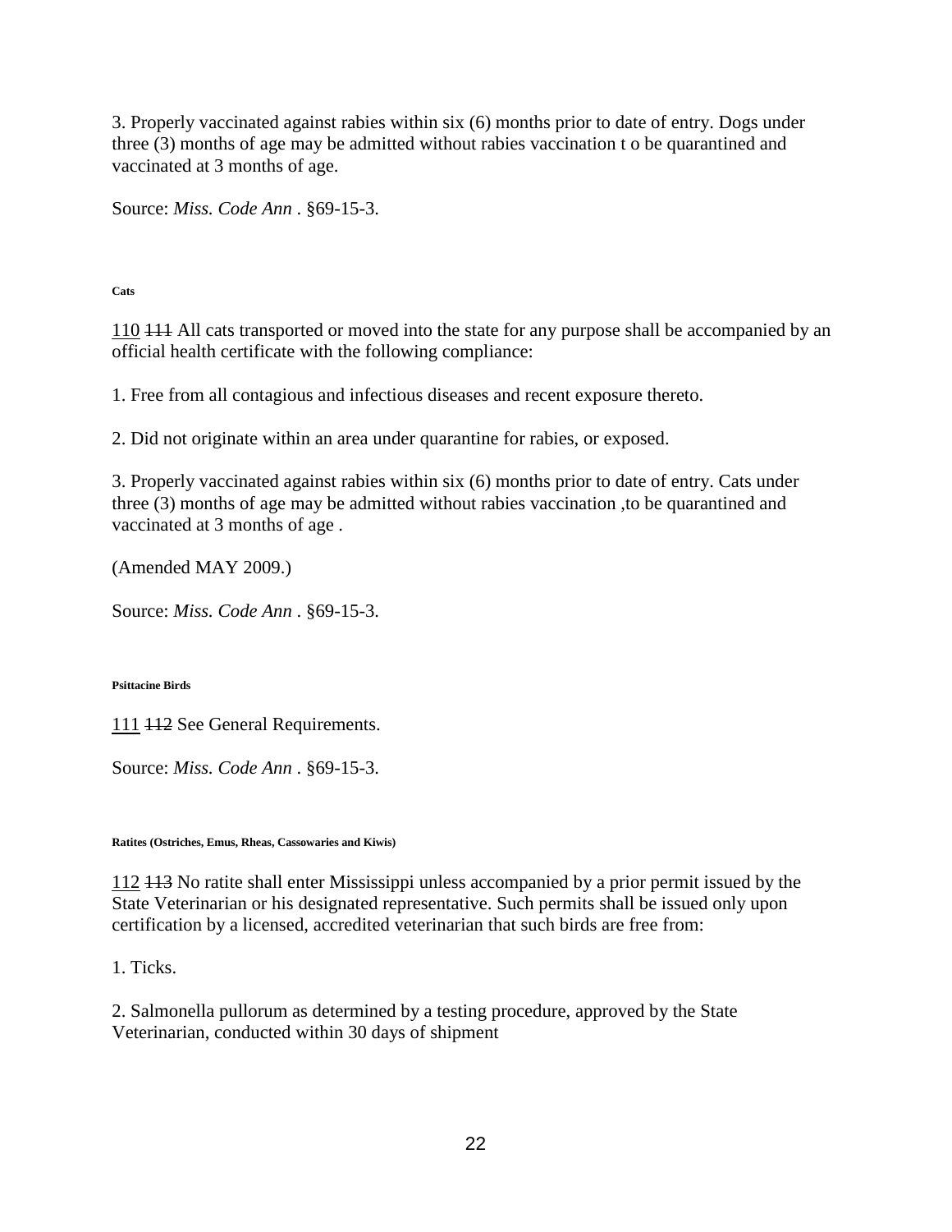3. Properly vaccinated against rabies within six (6) months prior to date of entry. Dogs under three (3) months of age may be admitted without rabies vaccination t o be quarantined and vaccinated at 3 months of age.

Source: *Miss. Code Ann* . §69-15-3.

**Cats**

<u>110</u> ~~111~~ All cats transported or moved into the state for any purpose shall be accompanied by an official health certificate with the following compliance:

1. Free from all contagious and infectious diseases and recent exposure thereto.

2. Did not originate within an area under quarantine for rabies, or exposed.

3. Properly vaccinated against rabies within six (6) months prior to date of entry. Cats under three (3) months of age may be admitted without rabies vaccination ,to be quarantined and vaccinated at 3 months of age .

(Amended MAY 2009.)

Source: *Miss. Code Ann* . §69-15-3.

**Psittacine Birds**

<u>111</u> ~~112~~ See General Requirements.

Source: *Miss. Code Ann* . §69-15-3.

**Ratites (Ostriches, Emus, Rheas, Cassowaries and Kiwis)**

<u>112</u> ~~113~~ No ratite shall enter Mississippi unless accompanied by a prior permit issued by the State Veterinarian or his designated representative. Such permits shall be issued only upon certification by a licensed, accredited veterinarian that such birds are free from:

1. Ticks.

2. Salmonella pullorum as determined by a testing procedure, approved by the State Veterinarian, conducted within 30 days of shipment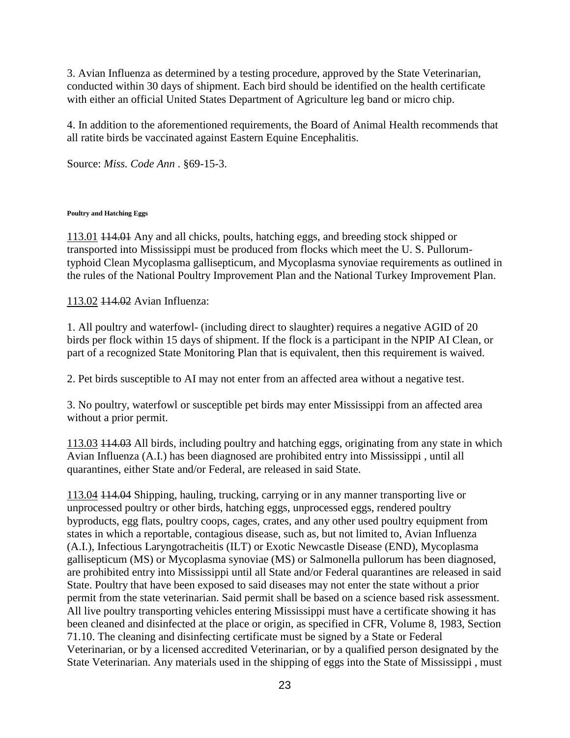3. Avian Influenza as determined by a testing procedure, approved by the State Veterinarian, conducted within 30 days of shipment. Each bird should be identified on the health certificate with either an official United States Department of Agriculture leg band or micro chip.

4. In addition to the aforementioned requirements, the Board of Animal Health recommends that all ratite birds be vaccinated against Eastern Equine Encephalitis.

Source: *Miss. Code Ann* . §69-15-3.

#### Poultry and Hatching Eggs

113.01 ~~114.01~~ Any and all chicks, poults, hatching eggs, and breeding stock shipped or transported into Mississippi must be produced from flocks which meet the U. S. Pullorum-typhoid Clean Mycoplasma gallisepticum, and Mycoplasma synoviae requirements as outlined in the rules of the National Poultry Improvement Plan and the National Turkey Improvement Plan.

113.02 ~~114.02~~ Avian Influenza:

1. All poultry and waterfowl- (including direct to slaughter) requires a negative AGID of 20 birds per flock within 15 days of shipment. If the flock is a participant in the NPIP AI Clean, or part of a recognized State Monitoring Plan that is equivalent, then this requirement is waived.

2. Pet birds susceptible to AI may not enter from an affected area without a negative test.

3. No poultry, waterfowl or susceptible pet birds may enter Mississippi from an affected area without a prior permit.

113.03 ~~114.03~~ All birds, including poultry and hatching eggs, originating from any state in which Avian Influenza (A.I.) has been diagnosed are prohibited entry into Mississippi , until all quarantines, either State and/or Federal, are released in said State.

113.04 ~~114.04~~ Shipping, hauling, trucking, carrying or in any manner transporting live or unprocessed poultry or other birds, hatching eggs, unprocessed eggs, rendered poultry byproducts, egg flats, poultry coops, cages, crates, and any other used poultry equipment from states in which a reportable, contagious disease, such as, but not limited to, Avian Influenza (A.I.), Infectious Laryngotracheitis (ILT) or Exotic Newcastle Disease (END), Mycoplasma gallisepticum (MS) or Mycoplasma synoviae (MS) or Salmonella pullorum has been diagnosed, are prohibited entry into Mississippi until all State and/or Federal quarantines are released in said State. Poultry that have been exposed to said diseases may not enter the state without a prior permit from the state veterinarian. Said permit shall be based on a science based risk assessment. All live poultry transporting vehicles entering Mississippi must have a certificate showing it has been cleaned and disinfected at the place or origin, as specified in CFR, Volume 8, 1983, Section 71.10. The cleaning and disinfecting certificate must be signed by a State or Federal Veterinarian, or by a licensed accredited Veterinarian, or by a qualified person designated by the State Veterinarian. Any materials used in the shipping of eggs into the State of Mississippi , must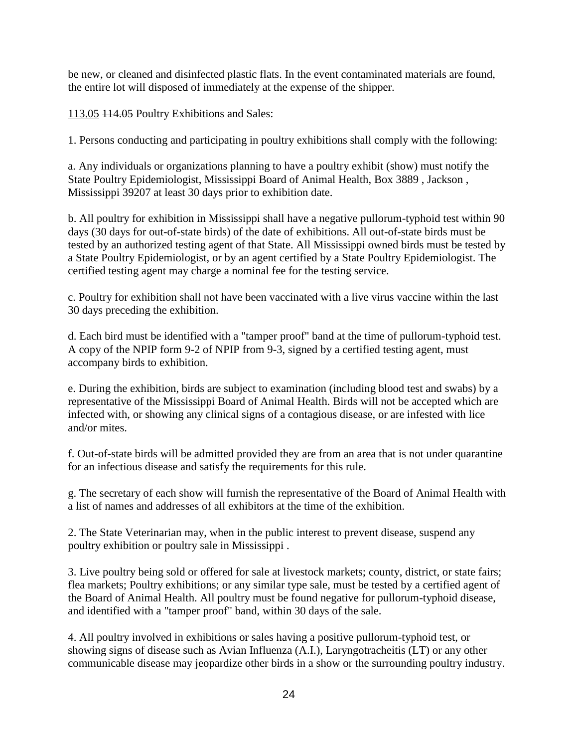be new, or cleaned and disinfected plastic flats. In the event contaminated materials are found, the entire lot will disposed of immediately at the expense of the shipper.

<u>113.05</u> ~~114.05~~ Poultry Exhibitions and Sales:

1. Persons conducting and participating in poultry exhibitions shall comply with the following:

a. Any individuals or organizations planning to have a poultry exhibit (show) must notify the State Poultry Epidemiologist, Mississippi Board of Animal Health, Box 3889 , Jackson , Mississippi 39207 at least 30 days prior to exhibition date.

b. All poultry for exhibition in Mississippi shall have a negative pullorum-typhoid test within 90 days (30 days for out-of-state birds) of the date of exhibitions. All out-of-state birds must be tested by an authorized testing agent of that State. All Mississippi owned birds must be tested by a State Poultry Epidemiologist, or by an agent certified by a State Poultry Epidemiologist. The certified testing agent may charge a nominal fee for the testing service.

c. Poultry for exhibition shall not have been vaccinated with a live virus vaccine within the last 30 days preceding the exhibition.

d. Each bird must be identified with a "tamper proof" band at the time of pullorum-typhoid test. A copy of the NPIP form 9-2 of NPIP from 9-3, signed by a certified testing agent, must accompany birds to exhibition.

e. During the exhibition, birds are subject to examination (including blood test and swabs) by a representative of the Mississippi Board of Animal Health. Birds will not be accepted which are infected with, or showing any clinical signs of a contagious disease, or are infested with lice and/or mites.

f. Out-of-state birds will be admitted provided they are from an area that is not under quarantine for an infectious disease and satisfy the requirements for this rule.

g. The secretary of each show will furnish the representative of the Board of Animal Health with a list of names and addresses of all exhibitors at the time of the exhibition.

2. The State Veterinarian may, when in the public interest to prevent disease, suspend any poultry exhibition or poultry sale in Mississippi .

3. Live poultry being sold or offered for sale at livestock markets; county, district, or state fairs; flea markets; Poultry exhibitions; or any similar type sale, must be tested by a certified agent of the Board of Animal Health. All poultry must be found negative for pullorum-typhoid disease, and identified with a "tamper proof" band, within 30 days of the sale.

4. All poultry involved in exhibitions or sales having a positive pullorum-typhoid test, or showing signs of disease such as Avian Influenza (A.I.), Laryngotracheitis (LT) or any other communicable disease may jeopardize other birds in a show or the surrounding poultry industry.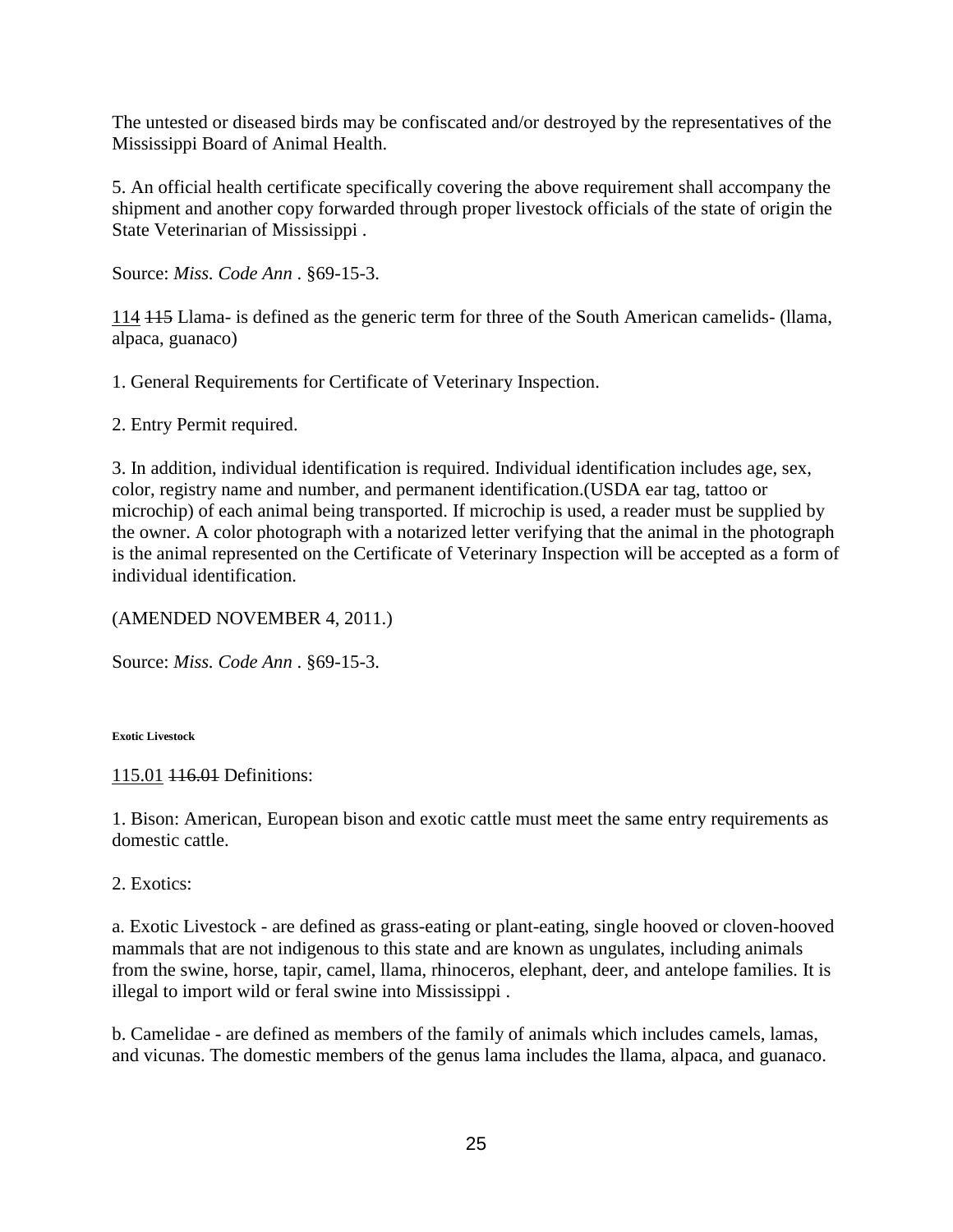The untested or diseased birds may be confiscated and/or destroyed by the representatives of the Mississippi Board of Animal Health.

5. An official health certificate specifically covering the above requirement shall accompany the shipment and another copy forwarded through proper livestock officials of the state of origin the State Veterinarian of Mississippi .

Source: *Miss. Code Ann* . §69-15-3.

<u>114</u> ~~115~~ Llama- is defined as the generic term for three of the South American camelids- (llama, alpaca, guanaco)

1. General Requirements for Certificate of Veterinary Inspection.

2. Entry Permit required.

3. In addition, individual identification is required. Individual identification includes age, sex, color, registry name and number, and permanent identification.(USDA ear tag, tattoo or microchip) of each animal being transported. If microchip is used, a reader must be supplied by the owner. A color photograph with a notarized letter verifying that the animal in the photograph is the animal represented on the Certificate of Veterinary Inspection will be accepted as a form of individual identification.

(AMENDED NOVEMBER 4, 2011.)

Source: *Miss. Code Ann* . §69-15-3.

**Exotic Livestock**

<u>115.01</u> ~~116.01~~ Definitions:

1. Bison: American, European bison and exotic cattle must meet the same entry requirements as domestic cattle.

2. Exotics:

a. Exotic Livestock - are defined as grass-eating or plant-eating, single hooved or cloven-hooved mammals that are not indigenous to this state and are known as ungulates, including animals from the swine, horse, tapir, camel, llama, rhinoceros, elephant, deer, and antelope families. It is illegal to import wild or feral swine into Mississippi .

b. Camelidae - are defined as members of the family of animals which includes camels, lamas, and vicunas. The domestic members of the genus lama includes the llama, alpaca, and guanaco.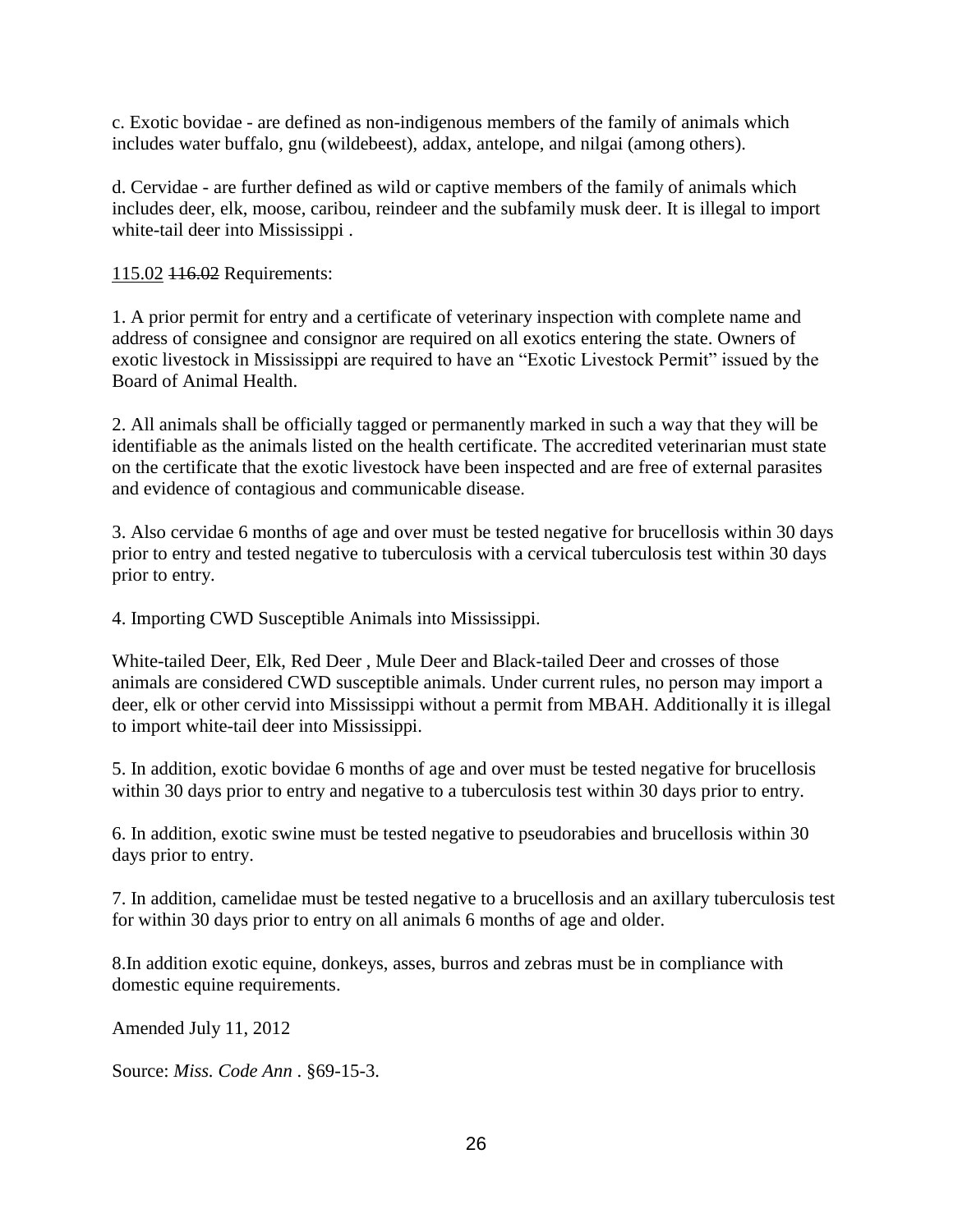c. Exotic bovidae - are defined as non-indigenous members of the family of animals which includes water buffalo, gnu (wildebeest), addax, antelope, and nilgai (among others).

d. Cervidae - are further defined as wild or captive members of the family of animals which includes deer, elk, moose, caribou, reindeer and the subfamily musk deer. It is illegal to import white-tail deer into Mississippi .

<u>115.02</u> ~~116.02~~ Requirements:

1. A prior permit for entry and a certificate of veterinary inspection with complete name and address of consignee and consignor are required on all exotics entering the state. Owners of exotic livestock in Mississippi are required to have an "Exotic Livestock Permit" issued by the Board of Animal Health.

2. All animals shall be officially tagged or permanently marked in such a way that they will be identifiable as the animals listed on the health certificate. The accredited veterinarian must state on the certificate that the exotic livestock have been inspected and are free of external parasites and evidence of contagious and communicable disease.

3. Also cervidae 6 months of age and over must be tested negative for brucellosis within 30 days prior to entry and tested negative to tuberculosis with a cervical tuberculosis test within 30 days prior to entry.

4. Importing CWD Susceptible Animals into Mississippi.

White-tailed Deer, Elk, Red Deer , Mule Deer and Black-tailed Deer and crosses of those animals are considered CWD susceptible animals. Under current rules, no person may import a deer, elk or other cervid into Mississippi without a permit from MBAH. Additionally it is illegal to import white-tail deer into Mississippi.

5. In addition, exotic bovidae 6 months of age and over must be tested negative for brucellosis within 30 days prior to entry and negative to a tuberculosis test within 30 days prior to entry.

6. In addition, exotic swine must be tested negative to pseudorabies and brucellosis within 30 days prior to entry.

7. In addition, camelidae must be tested negative to a brucellosis and an axillary tuberculosis test for within 30 days prior to entry on all animals 6 months of age and older.

8.In addition exotic equine, donkeys, asses, burros and zebras must be in compliance with domestic equine requirements.

Amended July 11, 2012

Source: *Miss. Code Ann* . §69-15-3.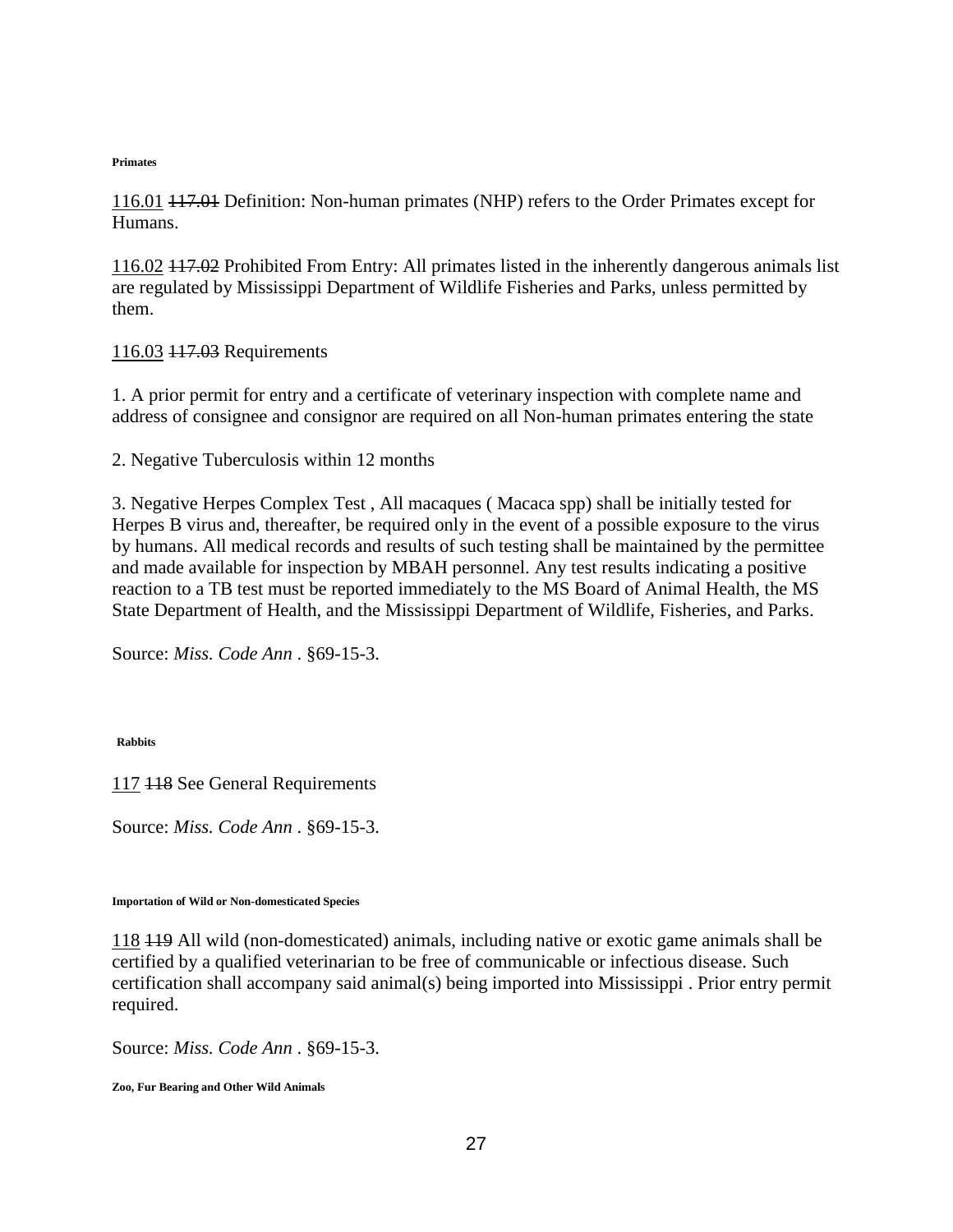**Primates**

116.01 ~~117.01~~ Definition: Non-human primates (NHP) refers to the Order Primates except for Humans.

116.02 ~~117.02~~ Prohibited From Entry: All primates listed in the inherently dangerous animals list are regulated by Mississippi Department of Wildlife Fisheries and Parks, unless permitted by them.

116.03 ~~117.03~~ Requirements

1. A prior permit for entry and a certificate of veterinary inspection with complete name and address of consignee and consignor are required on all Non-human primates entering the state

2. Negative Tuberculosis within 12 months

3. Negative Herpes Complex Test , All macaques ( Macaca spp) shall be initially tested for Herpes B virus and, thereafter, be required only in the event of a possible exposure to the virus by humans. All medical records and results of such testing shall be maintained by the permittee and made available for inspection by MBAH personnel. Any test results indicating a positive reaction to a TB test must be reported immediately to the MS Board of Animal Health, the MS State Department of Health, and the Mississippi Department of Wildlife, Fisheries, and Parks.

Source: *Miss. Code Ann* . §69-15-3.

**Rabbits**

117 ~~118~~ See General Requirements

Source: *Miss. Code Ann* . §69-15-3.

**Importation of Wild or Non-domesticated Species**

118 ~~119~~ All wild (non-domesticated) animals, including native or exotic game animals shall be certified by a qualified veterinarian to be free of communicable or infectious disease. Such certification shall accompany said animal(s) being imported into Mississippi . Prior entry permit required.

Source: *Miss. Code Ann* . §69-15-3.

**Zoo, Fur Bearing and Other Wild Animals**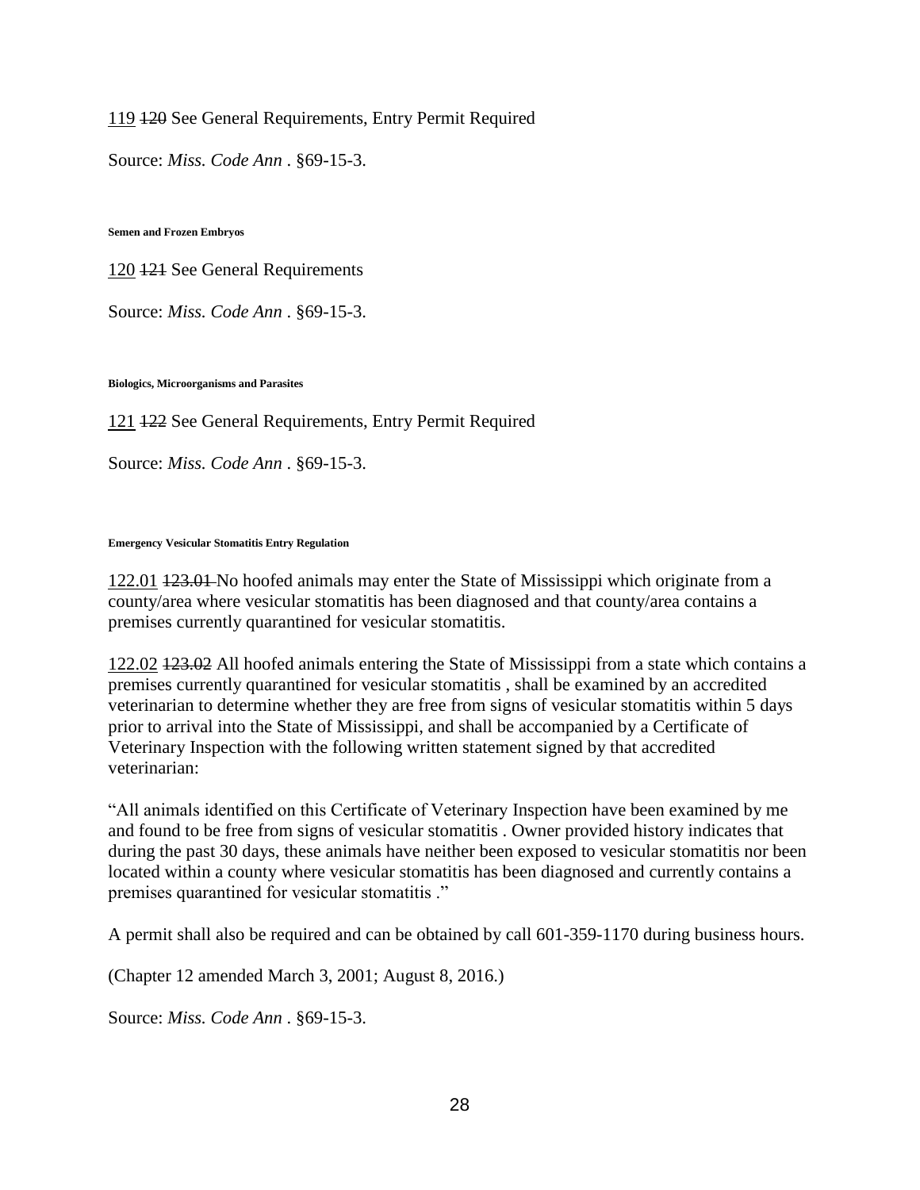119 ~~120~~ See General Requirements, Entry Permit Required

Source: *Miss. Code Ann* . §69-15-3.

**Semen and Frozen Embryos**

120 ~~121~~ See General Requirements

Source: *Miss. Code Ann* . §69-15-3.

**Biologics, Microorganisms and Parasites**

121 ~~122~~ See General Requirements, Entry Permit Required

Source: *Miss. Code Ann* . §69-15-3.

**Emergency Vesicular Stomatitis Entry Regulation**

122.01 ~~123.01~~ No hoofed animals may enter the State of Mississippi which originate from a county/area where vesicular stomatitis has been diagnosed and that county/area contains a premises currently quarantined for vesicular stomatitis.

122.02 ~~123.02~~ All hoofed animals entering the State of Mississippi from a state which contains a premises currently quarantined for vesicular stomatitis , shall be examined by an accredited veterinarian to determine whether they are free from signs of vesicular stomatitis within 5 days prior to arrival into the State of Mississippi, and shall be accompanied by a Certificate of Veterinary Inspection with the following written statement signed by that accredited veterinarian:

"All animals identified on this Certificate of Veterinary Inspection have been examined by me and found to be free from signs of vesicular stomatitis . Owner provided history indicates that during the past 30 days, these animals have neither been exposed to vesicular stomatitis nor been located within a county where vesicular stomatitis has been diagnosed and currently contains a premises quarantined for vesicular stomatitis ."

A permit shall also be required and can be obtained by call 601-359-1170 during business hours.

(Chapter 12 amended March 3, 2001; August 8, 2016.)

Source: *Miss. Code Ann* . §69-15-3.